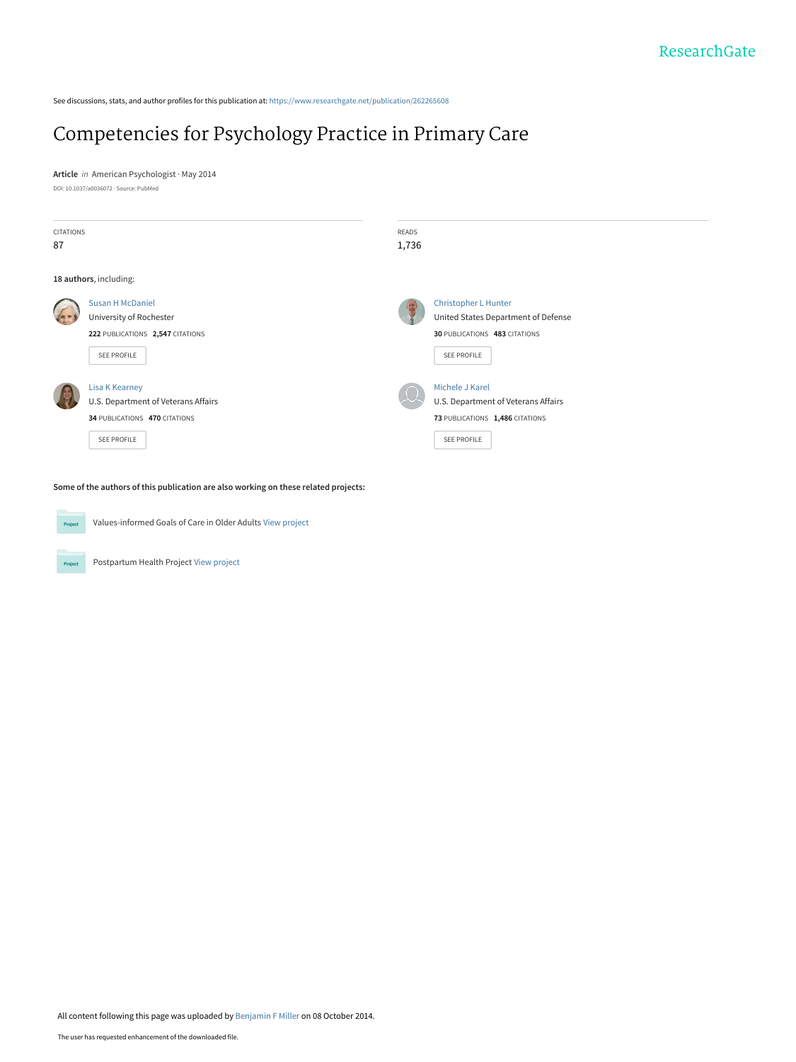ResearchGate

See discussions, stats, and author profiles for this publication at: https://www.researchgate.net/publication/262265608

# Competencies for Psychology Practice in Primary Care

**Article** *in* American Psychologist · May 2014

DOI: 10.1037/a0036072 · Source: PubMed

| CITATIONS | READS |
| --- | --- |
| 87 | 1,736 |

**18 authors**, including:

**Susan H McDaniel**
University of Rochester
222 PUBLICATIONS 2,547 CITATIONS
SEE PROFILE

**Christopher L Hunter**
United States Department of Defense
30 PUBLICATIONS 483 CITATIONS
SEE PROFILE

**Lisa K Kearney**
U.S. Department of Veterans Affairs
34 PUBLICATIONS 470 CITATIONS
SEE PROFILE

**Michele J Karel**
U.S. Department of Veterans Affairs
73 PUBLICATIONS 1,486 CITATIONS
SEE PROFILE

**Some of the authors of this publication are also working on these related projects:**

Project: Values-informed Goals of Care in Older Adults View project

Project: Postpartum Health Project View project

All content following this page was uploaded by Benjamin F Miller on 08 October 2014.

The user has requested enhancement of the downloaded file.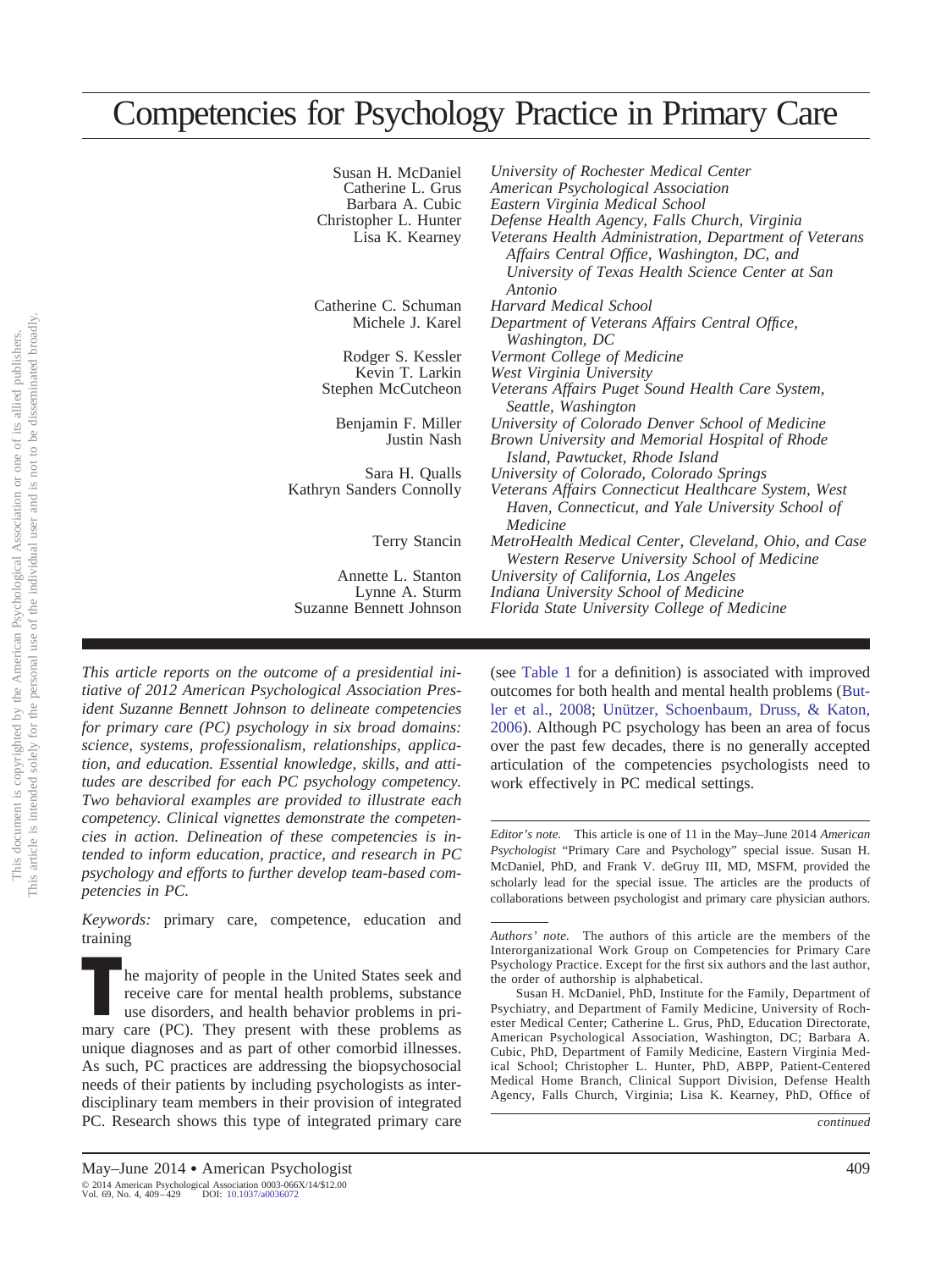# Competencies for Psychology Practice in Primary Care

Susan H. McDaniel — *University of Rochester Medical Center*
Catherine L. Grus — *American Psychological Association*
Barbara A. Cubic — *Eastern Virginia Medical School*
Christopher L. Hunter — *Defense Health Agency, Falls Church, Virginia*
Lisa K. Kearney — *Veterans Health Administration, Department of Veterans Affairs Central Office, Washington, DC, and University of Texas Health Science Center at San Antonio*
Catherine C. Schuman — *Harvard Medical School*
Michele J. Karel — *Department of Veterans Affairs Central Office, Washington, DC*
Rodger S. Kessler — *Vermont College of Medicine*
Kevin T. Larkin — *West Virginia University*
Stephen McCutcheon — *Veterans Affairs Puget Sound Health Care System, Seattle, Washington*
Benjamin F. Miller — *University of Colorado Denver School of Medicine*
Justin Nash — *Brown University and Memorial Hospital of Rhode Island, Pawtucket, Rhode Island*
Sara H. Qualls — *University of Colorado, Colorado Springs*
Kathryn Sanders Connolly — *Veterans Affairs Connecticut Healthcare System, West Haven, Connecticut, and Yale University School of Medicine*
Terry Stancin — *MetroHealth Medical Center, Cleveland, Ohio, and Case Western Reserve University School of Medicine*
Annette L. Stanton — *University of California, Los Angeles*
Lynne A. Sturm — *Indiana University School of Medicine*
Suzanne Bennett Johnson — *Florida State University College of Medicine*

*This article reports on the outcome of a presidential initiative of 2012 American Psychological Association President Suzanne Bennett Johnson to delineate competencies for primary care (PC) psychology in six broad domains: science, systems, professionalism, relationships, application, and education. Essential knowledge, skills, and attitudes are described for each PC psychology competency. Two behavioral examples are provided to illustrate each competency. Clinical vignettes demonstrate the competencies in action. Delineation of these competencies is intended to inform education, practice, and research in PC psychology and efforts to further develop team-based competencies in PC.*

*Keywords:* primary care, competence, education and training

The majority of people in the United States seek and receive care for mental health problems, substance use disorders, and health behavior problems in primary care (PC). They present with these problems as unique diagnoses and as part of other comorbid illnesses. As such, PC practices are addressing the biopsychosocial needs of their patients by including psychologists as interdisciplinary team members in their provision of integrated PC. Research shows this type of integrated primary care (see Table 1 for a definition) is associated with improved outcomes for both health and mental health problems (Butler et al., 2008; Unützer, Schoenbaum, Druss, & Katon, 2006). Although PC psychology has been an area of focus over the past few decades, there is no generally accepted articulation of the competencies psychologists need to work effectively in PC medical settings.

*Editor's note.* This article is one of 11 in the May–June 2014 *American Psychologist* "Primary Care and Psychology" special issue. Susan H. McDaniel, PhD, and Frank V. deGruy III, MD, MSFM, provided the scholarly lead for the special issue. The articles are the products of collaborations between psychologist and primary care physician authors.

*Authors' note.* The authors of this article are the members of the Interorganizational Work Group on Competencies for Primary Care Psychology Practice. Except for the first six authors and the last author, the order of authorship is alphabetical.

Susan H. McDaniel, PhD, Institute for the Family, Department of Psychiatry, and Department of Family Medicine, University of Rochester Medical Center; Catherine L. Grus, PhD, Education Directorate, American Psychological Association, Washington, DC; Barbara A. Cubic, PhD, Department of Family Medicine, Eastern Virginia Medical School; Christopher L. Hunter, PhD, ABPP, Patient-Centered Medical Home Branch, Clinical Support Division, Defense Health Agency, Falls Church, Virginia; Lisa K. Kearney, PhD, Office of

*continued*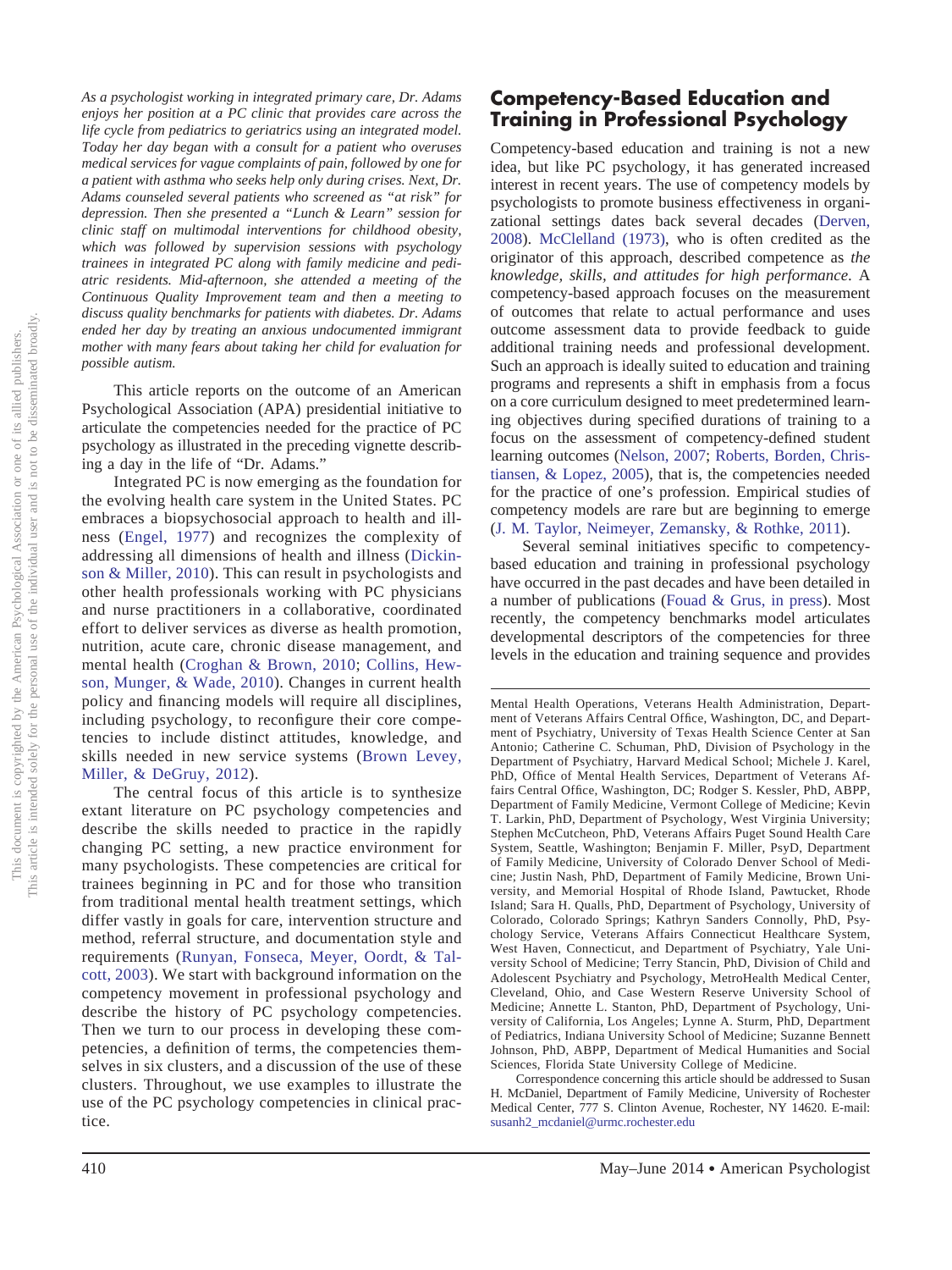*As a psychologist working in integrated primary care, Dr. Adams enjoys her position at a PC clinic that provides care across the life cycle from pediatrics to geriatrics using an integrated model. Today her day began with a consult for a patient who overuses medical services for vague complaints of pain, followed by one for a patient with asthma who seeks help only during crises. Next, Dr. Adams counseled several patients who screened as "at risk" for depression. Then she presented a "Lunch & Learn" session for clinic staff on multimodal interventions for childhood obesity, which was followed by supervision sessions with psychology trainees in integrated PC along with family medicine and pediatric residents. Mid-afternoon, she attended a meeting of the Continuous Quality Improvement team and then a meeting to discuss quality benchmarks for patients with diabetes. Dr. Adams ended her day by treating an anxious undocumented immigrant mother with many fears about taking her child for evaluation for possible autism.*

This article reports on the outcome of an American Psychological Association (APA) presidential initiative to articulate the competencies needed for the practice of PC psychology as illustrated in the preceding vignette describing a day in the life of "Dr. Adams."

Integrated PC is now emerging as the foundation for the evolving health care system in the United States. PC embraces a biopsychosocial approach to health and illness (Engel, 1977) and recognizes the complexity of addressing all dimensions of health and illness (Dickinson & Miller, 2010). This can result in psychologists and other health professionals working with PC physicians and nurse practitioners in a collaborative, coordinated effort to deliver services as diverse as health promotion, nutrition, acute care, chronic disease management, and mental health (Croghan & Brown, 2010; Collins, Hewson, Munger, & Wade, 2010). Changes in current health policy and financing models will require all disciplines, including psychology, to reconfigure their core competencies to include distinct attitudes, knowledge, and skills needed in new service systems (Brown Levey, Miller, & DeGruy, 2012).

The central focus of this article is to synthesize extant literature on PC psychology competencies and describe the skills needed to practice in the rapidly changing PC setting, a new practice environment for many psychologists. These competencies are critical for trainees beginning in PC and for those who transition from traditional mental health treatment settings, which differ vastly in goals for care, intervention structure and method, referral structure, and documentation style and requirements (Runyan, Fonseca, Meyer, Oordt, & Talcott, 2003). We start with background information on the competency movement in professional psychology and describe the history of PC psychology competencies. Then we turn to our process in developing these competencies, a definition of terms, the competencies themselves in six clusters, and a discussion of the use of these clusters. Throughout, we use examples to illustrate the use of the PC psychology competencies in clinical practice.

## Competency-Based Education and Training in Professional Psychology

Competency-based education and training is not a new idea, but like PC psychology, it has generated increased interest in recent years. The use of competency models by psychologists to promote business effectiveness in organizational settings dates back several decades (Derven, 2008). McClelland (1973), who is often credited as the originator of this approach, described competence as *the knowledge, skills, and attitudes for high performance*. A competency-based approach focuses on the measurement of outcomes that relate to actual performance and uses outcome assessment data to provide feedback to guide additional training needs and professional development. Such an approach is ideally suited to education and training programs and represents a shift in emphasis from a focus on a core curriculum designed to meet predetermined learning objectives during specified durations of training to a focus on the assessment of competency-defined student learning outcomes (Nelson, 2007; Roberts, Borden, Christiansen, & Lopez, 2005), that is, the competencies needed for the practice of one's profession. Empirical studies of competency models are rare but are beginning to emerge (J. M. Taylor, Neimeyer, Zemansky, & Rothke, 2011).

Several seminal initiatives specific to competency-based education and training in professional psychology have occurred in the past decades and have been detailed in a number of publications (Fouad & Grus, in press). Most recently, the competency benchmarks model articulates developmental descriptors of the competencies for three levels in the education and training sequence and provides

Mental Health Operations, Veterans Health Administration, Department of Veterans Affairs Central Office, Washington, DC, and Department of Psychiatry, University of Texas Health Science Center at San Antonio; Catherine C. Schuman, PhD, Division of Psychology in the Department of Psychiatry, Harvard Medical School; Michele J. Karel, PhD, Office of Mental Health Services, Department of Veterans Affairs Central Office, Washington, DC; Rodger S. Kessler, PhD, ABPP, Department of Family Medicine, Vermont College of Medicine; Kevin T. Larkin, PhD, Department of Psychology, West Virginia University; Stephen McCutcheon, PhD, Veterans Affairs Puget Sound Health Care System, Seattle, Washington; Benjamin F. Miller, PsyD, Department of Family Medicine, University of Colorado Denver School of Medicine; Justin Nash, PhD, Department of Family Medicine, Brown University, and Memorial Hospital of Rhode Island, Pawtucket, Rhode Island; Sara H. Qualls, PhD, Department of Psychology, University of Colorado, Colorado Springs; Kathryn Sanders Connolly, PhD, Psychology Service, Veterans Affairs Connecticut Healthcare System, West Haven, Connecticut, and Department of Psychiatry, Yale University School of Medicine; Terry Stancin, PhD, Division of Child and Adolescent Psychiatry and Psychology, MetroHealth Medical Center, Cleveland, Ohio, and Case Western Reserve University School of Medicine; Annette L. Stanton, PhD, Department of Psychology, University of California, Los Angeles; Lynne A. Sturm, PhD, Department of Pediatrics, Indiana University School of Medicine; Suzanne Bennett Johnson, PhD, ABPP, Department of Medical Humanities and Social Sciences, Florida State University College of Medicine.

Correspondence concerning this article should be addressed to Susan H. McDaniel, Department of Family Medicine, University of Rochester Medical Center, 777 S. Clinton Avenue, Rochester, NY 14620. E-mail: susanh2_mcdaniel@urmc.rochester.edu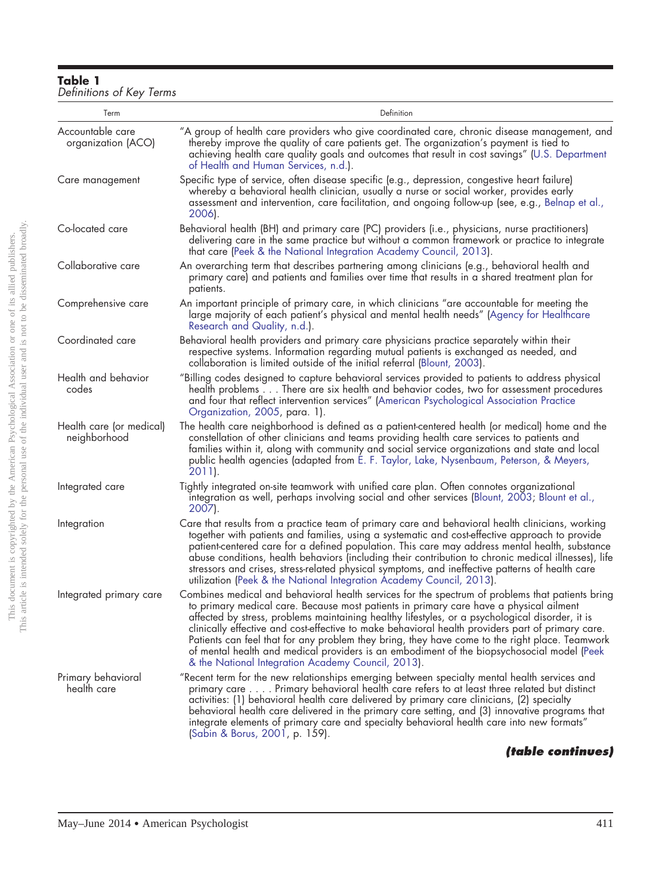**Table 1**
*Definitions of Key Terms*

| Term | Definition |
|---|---|
| Accountable care organization (ACO) | "A group of health care providers who give coordinated care, chronic disease management, and thereby improve the quality of care patients get. The organization's payment is tied to achieving health care quality goals and outcomes that result in cost savings" (U.S. Department of Health and Human Services, n.d.). |
| Care management | Specific type of service, often disease specific (e.g., depression, congestive heart failure) whereby a behavioral health clinician, usually a nurse or social worker, provides early assessment and intervention, care facilitation, and ongoing follow-up (see, e.g., Belnap et al., 2006). |
| Co-located care | Behavioral health (BH) and primary care (PC) providers (i.e., physicians, nurse practitioners) delivering care in the same practice but without a common framework or practice to integrate that care (Peek & the National Integration Academy Council, 2013). |
| Collaborative care | An overarching term that describes partnering among clinicians (e.g., behavioral health and primary care) and patients and families over time that results in a shared treatment plan for patients. |
| Comprehensive care | An important principle of primary care, in which clinicians "are accountable for meeting the large majority of each patient's physical and mental health needs" (Agency for Healthcare Research and Quality, n.d.). |
| Coordinated care | Behavioral health providers and primary care physicians practice separately within their respective systems. Information regarding mutual patients is exchanged as needed, and collaboration is limited outside of the initial referral (Blount, 2003). |
| Health and behavior codes | "Billing codes designed to capture behavioral services provided to patients to address physical health problems . . . There are six health and behavior codes, two for assessment procedures and four that reflect intervention services" (American Psychological Association Practice Organization, 2005, para. 1). |
| Health care (or medical) neighborhood | The health care neighborhood is defined as a patient-centered health (or medical) home and the constellation of other clinicians and teams providing health care services to patients and families within it, along with community and social service organizations and state and local public health agencies (adapted from E. F. Taylor, Lake, Nysenbaum, Peterson, & Meyers, 2011). |
| Integrated care | Tightly integrated on-site teamwork with unified care plan. Often connotes organizational integration as well, perhaps involving social and other services (Blount, 2003; Blount et al., 2007). |
| Integration | Care that results from a practice team of primary care and behavioral health clinicians, working together with patients and families, using a systematic and cost-effective approach to provide patient-centered care for a defined population. This care may address mental health, substance abuse conditions, health behaviors (including their contribution to chronic medical illnesses), life stressors and crises, stress-related physical symptoms, and ineffective patterns of health care utilization (Peek & the National Integration Academy Council, 2013). |
| Integrated primary care | Combines medical and behavioral health services for the spectrum of problems that patients bring to primary medical care. Because most patients in primary care have a physical ailment affected by stress, problems maintaining healthy lifestyles, or a psychological disorder, it is clinically effective and cost-effective to make behavioral health providers part of primary care. Patients can feel that for any problem they bring, they have come to the right place. Teamwork of mental health and medical providers is an embodiment of the biopsychosocial model (Peek & the National Integration Academy Council, 2013). |
| Primary behavioral health care | "Recent term for the new relationships emerging between specialty mental health services and primary care . . . . Primary behavioral health care refers to at least three related but distinct activities: (1) behavioral health care delivered by primary care clinicians, (2) specialty behavioral health care delivered in the primary care setting, and (3) innovative programs that integrate elements of primary care and specialty behavioral health care into new formats" (Sabin & Borus, 2001, p. 159). |

***(table continues)***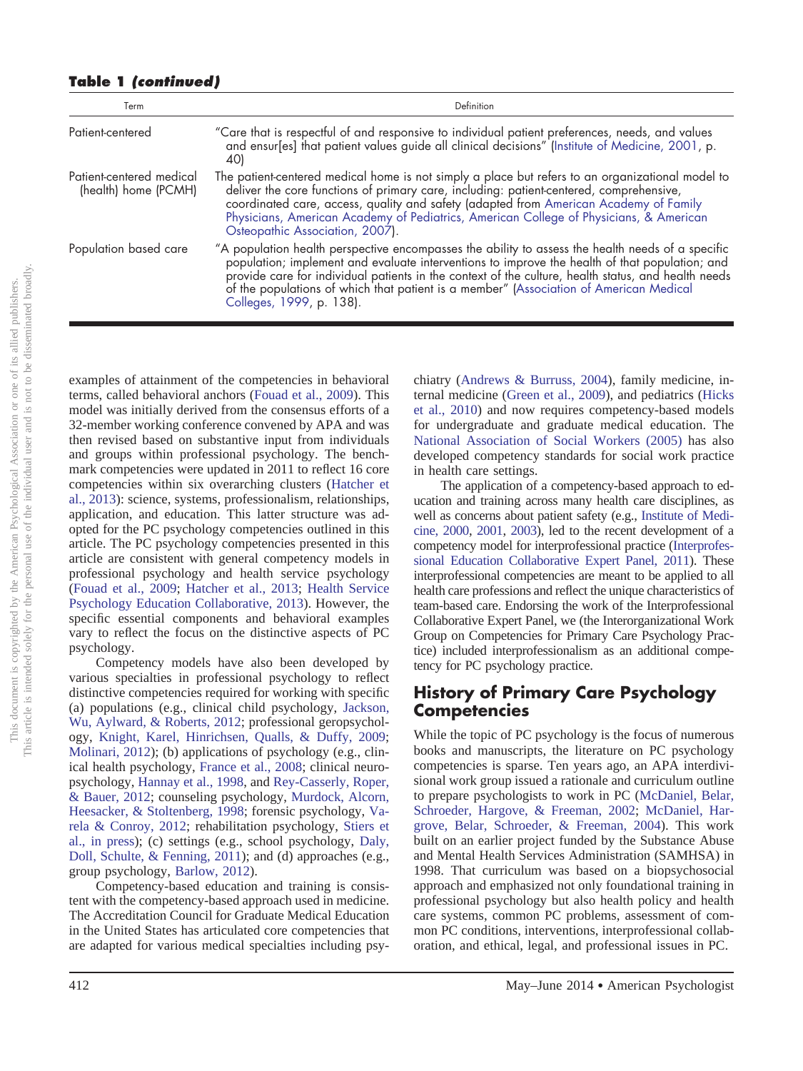**Table 1 *(continued)***

| Term | Definition |
|---|---|
| Patient-centered | "Care that is respectful of and responsive to individual patient preferences, needs, and values and ensur[es] that patient values guide all clinical decisions" (Institute of Medicine, 2001, p. 40) |
| Patient-centered medical (health) home (PCMH) | The patient-centered medical home is not simply a place but refers to an organizational model to deliver the core functions of primary care, including: patient-centered, comprehensive, coordinated care, access, quality and safety (adapted from American Academy of Family Physicians, American Academy of Pediatrics, American College of Physicians, & American Osteopathic Association, 2007). |
| Population based care | "A population health perspective encompasses the ability to assess the health needs of a specific population; implement and evaluate interventions to improve the health of that population; and provide care for individual patients in the context of the culture, health status, and health needs of the populations of which that patient is a member" (Association of American Medical Colleges, 1999, p. 138). |

examples of attainment of the competencies in behavioral terms, called behavioral anchors (Fouad et al., 2009). This model was initially derived from the consensus efforts of a 32-member working conference convened by APA and was then revised based on substantive input from individuals and groups within professional psychology. The benchmark competencies were updated in 2011 to reflect 16 core competencies within six overarching clusters (Hatcher et al., 2013): science, systems, professionalism, relationships, application, and education. This latter structure was adopted for the PC psychology competencies outlined in this article. The PC psychology competencies presented in this article are consistent with general competency models in professional psychology and health service psychology (Fouad et al., 2009; Hatcher et al., 2013; Health Service Psychology Education Collaborative, 2013). However, the specific essential components and behavioral examples vary to reflect the focus on the distinctive aspects of PC psychology.

Competency models have also been developed by various specialties in professional psychology to reflect distinctive competencies required for working with specific (a) populations (e.g., clinical child psychology, Jackson, Wu, Aylward, & Roberts, 2012; professional geropsychology, Knight, Karel, Hinrichsen, Qualls, & Duffy, 2009; Molinari, 2012); (b) applications of psychology (e.g., clinical health psychology, France et al., 2008; clinical neuropsychology, Hannay et al., 1998, and Rey-Casserly, Roper, & Bauer, 2012; counseling psychology, Murdock, Alcorn, Heesacker, & Stoltenberg, 1998; forensic psychology, Varela & Conroy, 2012; rehabilitation psychology, Stiers et al., in press); (c) settings (e.g., school psychology, Daly, Doll, Schulte, & Fenning, 2011); and (d) approaches (e.g., group psychology, Barlow, 2012).

Competency-based education and training is consistent with the competency-based approach used in medicine. The Accreditation Council for Graduate Medical Education in the United States has articulated core competencies that are adapted for various medical specialties including psychiatry (Andrews & Burruss, 2004), family medicine, internal medicine (Green et al., 2009), and pediatrics (Hicks et al., 2010) and now requires competency-based models for undergraduate and graduate medical education. The National Association of Social Workers (2005) has also developed competency standards for social work practice in health care settings.

The application of a competency-based approach to education and training across many health care disciplines, as well as concerns about patient safety (e.g., Institute of Medicine, 2000, 2001, 2003), led to the recent development of a competency model for interprofessional practice (Interprofessional Education Collaborative Expert Panel, 2011). These interprofessional competencies are meant to be applied to all health care professions and reflect the unique characteristics of team-based care. Endorsing the work of the Interprofessional Collaborative Expert Panel, we (the Interorganizational Work Group on Competencies for Primary Care Psychology Practice) included interprofessionalism as an additional competency for PC psychology practice.

## History of Primary Care Psychology Competencies

While the topic of PC psychology is the focus of numerous books and manuscripts, the literature on PC psychology competencies is sparse. Ten years ago, an APA interdivisional work group issued a rationale and curriculum outline to prepare psychologists to work in PC (McDaniel, Belar, Schroeder, Hargove, & Freeman, 2002; McDaniel, Hargrove, Belar, Schroeder, & Freeman, 2004). This work built on an earlier project funded by the Substance Abuse and Mental Health Services Administration (SAMHSA) in 1998. That curriculum was based on a biopsychosocial approach and emphasized not only foundational training in professional psychology but also health policy and health care systems, common PC problems, assessment of common PC conditions, interventions, interprofessional collaboration, and ethical, legal, and professional issues in PC.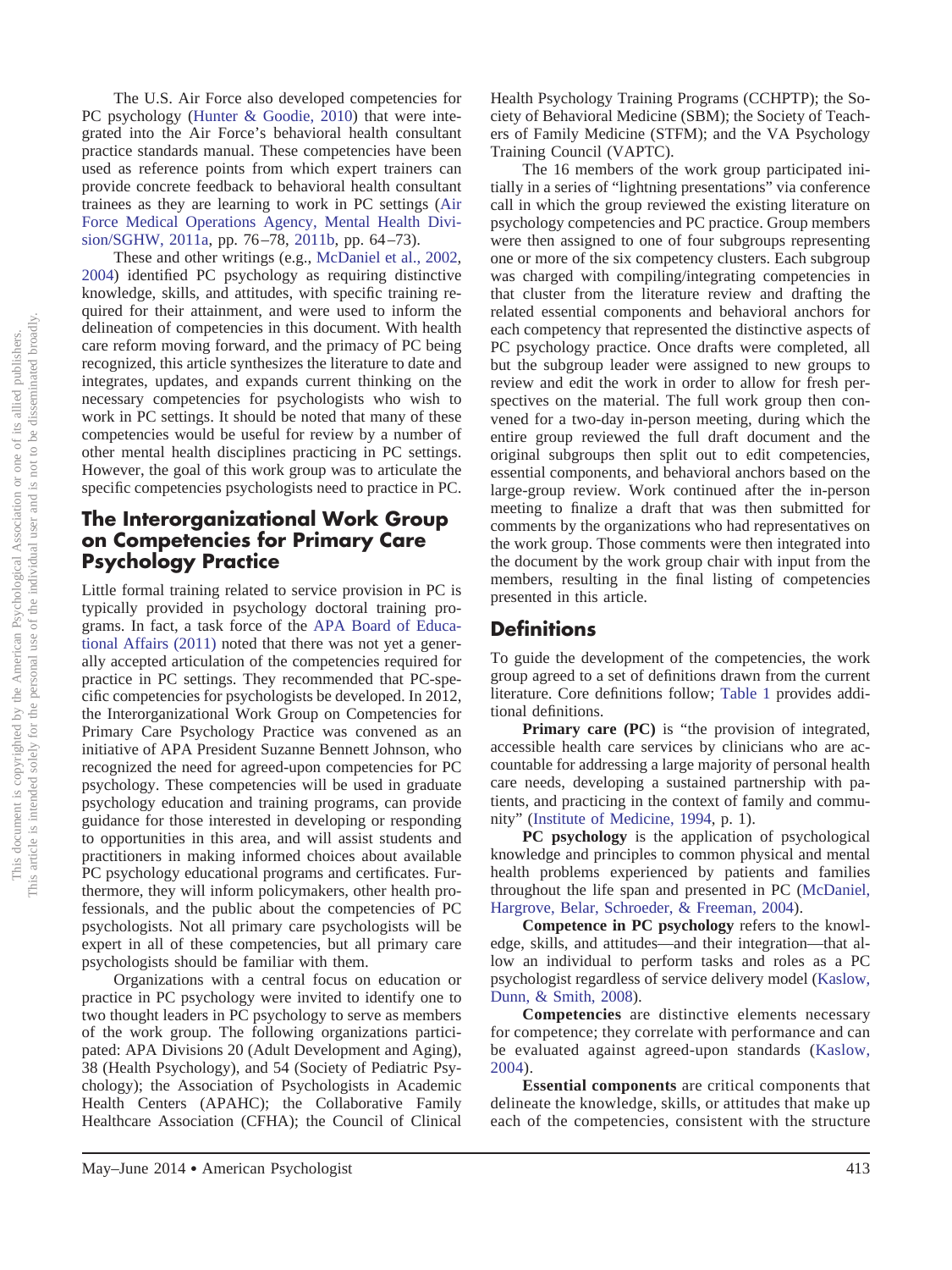The U.S. Air Force also developed competencies for PC psychology (Hunter & Goodie, 2010) that were integrated into the Air Force's behavioral health consultant practice standards manual. These competencies have been used as reference points from which expert trainers can provide concrete feedback to behavioral health consultant trainees as they are learning to work in PC settings (Air Force Medical Operations Agency, Mental Health Division/SGHW, 2011a, pp. 76–78, 2011b, pp. 64–73).

These and other writings (e.g., McDaniel et al., 2002, 2004) identified PC psychology as requiring distinctive knowledge, skills, and attitudes, with specific training required for their attainment, and were used to inform the delineation of competencies in this document. With health care reform moving forward, and the primacy of PC being recognized, this article synthesizes the literature to date and integrates, updates, and expands current thinking on the necessary competencies for psychologists who wish to work in PC settings. It should be noted that many of these competencies would be useful for review by a number of other mental health disciplines practicing in PC settings. However, the goal of this work group was to articulate the specific competencies psychologists need to practice in PC.

## The Interorganizational Work Group on Competencies for Primary Care Psychology Practice

Little formal training related to service provision in PC is typically provided in psychology doctoral training programs. In fact, a task force of the APA Board of Educational Affairs (2011) noted that there was not yet a generally accepted articulation of the competencies required for practice in PC settings. They recommended that PC-specific competencies for psychologists be developed. In 2012, the Interorganizational Work Group on Competencies for Primary Care Psychology Practice was convened as an initiative of APA President Suzanne Bennett Johnson, who recognized the need for agreed-upon competencies for PC psychology. These competencies will be used in graduate psychology education and training programs, can provide guidance for those interested in developing or responding to opportunities in this area, and will assist students and practitioners in making informed choices about available PC psychology educational programs and certificates. Furthermore, they will inform policymakers, other health professionals, and the public about the competencies of PC psychologists. Not all primary care psychologists will be expert in all of these competencies, but all primary care psychologists should be familiar with them.

Organizations with a central focus on education or practice in PC psychology were invited to identify one to two thought leaders in PC psychology to serve as members of the work group. The following organizations participated: APA Divisions 20 (Adult Development and Aging), 38 (Health Psychology), and 54 (Society of Pediatric Psychology); the Association of Psychologists in Academic Health Centers (APAHC); the Collaborative Family Healthcare Association (CFHA); the Council of Clinical Health Psychology Training Programs (CCHPTP); the Society of Behavioral Medicine (SBM); the Society of Teachers of Family Medicine (STFM); and the VA Psychology Training Council (VAPTC).

The 16 members of the work group participated initially in a series of "lightning presentations" via conference call in which the group reviewed the existing literature on psychology competencies and PC practice. Group members were then assigned to one of four subgroups representing one or more of the six competency clusters. Each subgroup was charged with compiling/integrating competencies in that cluster from the literature review and drafting the related essential components and behavioral anchors for each competency that represented the distinctive aspects of PC psychology practice. Once drafts were completed, all but the subgroup leader were assigned to new groups to review and edit the work in order to allow for fresh perspectives on the material. The full work group then convened for a two-day in-person meeting, during which the entire group reviewed the full draft document and the original subgroups then split out to edit competencies, essential components, and behavioral anchors based on the large-group review. Work continued after the in-person meeting to finalize a draft that was then submitted for comments by the organizations who had representatives on the work group. Those comments were then integrated into the document by the work group chair with input from the members, resulting in the final listing of competencies presented in this article.

## Definitions

To guide the development of the competencies, the work group agreed to a set of definitions drawn from the current literature. Core definitions follow; Table 1 provides additional definitions.

**Primary care (PC)** is "the provision of integrated, accessible health care services by clinicians who are accountable for addressing a large majority of personal health care needs, developing a sustained partnership with patients, and practicing in the context of family and community" (Institute of Medicine, 1994, p. 1).

**PC psychology** is the application of psychological knowledge and principles to common physical and mental health problems experienced by patients and families throughout the life span and presented in PC (McDaniel, Hargrove, Belar, Schroeder, & Freeman, 2004).

**Competence in PC psychology** refers to the knowledge, skills, and attitudes—and their integration—that allow an individual to perform tasks and roles as a PC psychologist regardless of service delivery model (Kaslow, Dunn, & Smith, 2008).

**Competencies** are distinctive elements necessary for competence; they correlate with performance and can be evaluated against agreed-upon standards (Kaslow, 2004).

**Essential components** are critical components that delineate the knowledge, skills, or attitudes that make up each of the competencies, consistent with the structure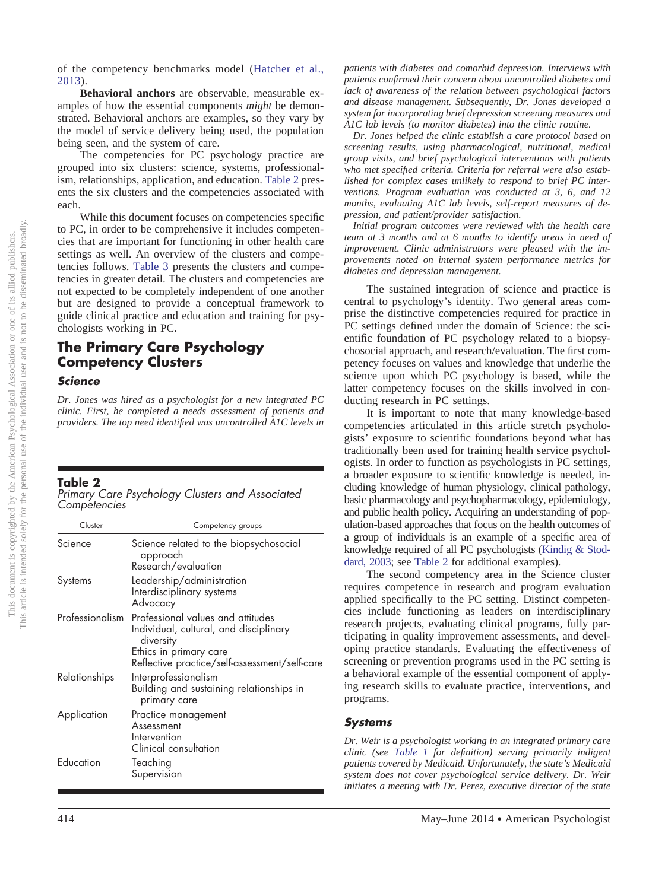of the competency benchmarks model (Hatcher et al., 2013).

**Behavioral anchors** are observable, measurable examples of how the essential components *might* be demonstrated. Behavioral anchors are examples, so they vary by the model of service delivery being used, the population being seen, and the system of care.

The competencies for PC psychology practice are grouped into six clusters: science, systems, professionalism, relationships, application, and education. Table 2 presents the six clusters and the competencies associated with each.

While this document focuses on competencies specific to PC, in order to be comprehensive it includes competencies that are important for functioning in other health care settings as well. An overview of the clusters and competencies follows. Table 3 presents the clusters and competencies in greater detail. The clusters and competencies are not expected to be completely independent of one another but are designed to provide a conceptual framework to guide clinical practice and education and training for psychologists working in PC.

## The Primary Care Psychology Competency Clusters

### Science

*Dr. Jones was hired as a psychologist for a new integrated PC clinic. First, he completed a needs assessment of patients and providers. The top need identified was uncontrolled A1C levels in patients with diabetes and comorbid depression. Interviews with patients confirmed their concern about uncontrolled diabetes and lack of awareness of the relation between psychological factors and disease management. Subsequently, Dr. Jones developed a system for incorporating brief depression screening measures and A1C lab levels (to monitor diabetes) into the clinic routine.*

*Dr. Jones helped the clinic establish a care protocol based on screening results, using pharmacological, nutritional, medical group visits, and brief psychological interventions with patients who met specified criteria. Criteria for referral were also established for complex cases unlikely to respond to brief PC interventions. Program evaluation was conducted at 3, 6, and 12 months, evaluating A1C lab levels, self-report measures of depression, and patient/provider satisfaction.*

*Initial program outcomes were reviewed with the health care team at 3 months and at 6 months to identify areas in need of improvement. Clinic administrators were pleased with the improvements noted on internal system performance metrics for diabetes and depression management.*

**Table 2**
*Primary Care Psychology Clusters and Associated Competencies*

| Cluster | Competency groups |
|---|---|
| Science | Science related to the biopsychosocial approach<br>Research/evaluation |
| Systems | Leadership/administration<br>Interdisciplinary systems<br>Advocacy |
| Professionalism | Professional values and attitudes<br>Individual, cultural, and disciplinary diversity<br>Ethics in primary care<br>Reflective practice/self-assessment/self-care |
| Relationships | Interprofessionalism<br>Building and sustaining relationships in primary care |
| Application | Practice management<br>Assessment<br>Intervention<br>Clinical consultation |
| Education | Teaching<br>Supervision |

The sustained integration of science and practice is central to psychology's identity. Two general areas comprise the distinctive competencies required for practice in PC settings defined under the domain of Science: the scientific foundation of PC psychology related to a biopsychosocial approach, and research/evaluation. The first competency focuses on values and knowledge that underlie the science upon which PC psychology is based, while the latter competency focuses on the skills involved in conducting research in PC settings.

It is important to note that many knowledge-based competencies articulated in this article stretch psychologists' exposure to scientific foundations beyond what has traditionally been used for training health service psychologists. In order to function as psychologists in PC settings, a broader exposure to scientific knowledge is needed, including knowledge of human physiology, clinical pathology, basic pharmacology and psychopharmacology, epidemiology, and public health policy. Acquiring an understanding of population-based approaches that focus on the health outcomes of a group of individuals is an example of a specific area of knowledge required of all PC psychologists (Kindig & Stoddard, 2003; see Table 2 for additional examples).

The second competency area in the Science cluster requires competence in research and program evaluation applied specifically to the PC setting. Distinct competencies include functioning as leaders on interdisciplinary research projects, evaluating clinical programs, fully participating in quality improvement assessments, and developing practice standards. Evaluating the effectiveness of screening or prevention programs used in the PC setting is a behavioral example of the essential component of applying research skills to evaluate practice, interventions, and programs.

### Systems

*Dr. Weir is a psychologist working in an integrated primary care clinic (see Table 1 for definition) serving primarily indigent patients covered by Medicaid. Unfortunately, the state's Medicaid system does not cover psychological service delivery. Dr. Weir initiates a meeting with Dr. Perez, executive director of the state*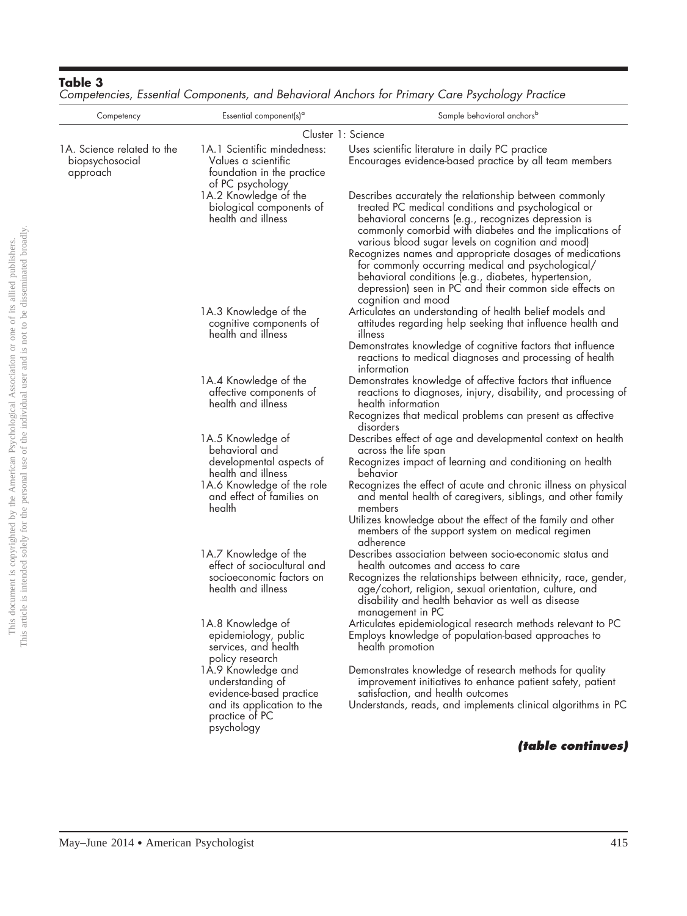**Table 3**
*Competencies, Essential Components, and Behavioral Anchors for Primary Care Psychology Practice*

| Competency | Essential component(s)[a] | Sample behavioral anchors[b] |
|---|---|---|
| | Cluster 1: Science | |
| 1A. Science related to the biopsychosocial approach | 1A.1 Scientific mindedness: Values a scientific foundation in the practice of PC psychology | Uses scientific literature in daily PC practice<br>Encourages evidence-based practice by all team members |
| | 1A.2 Knowledge of the biological components of health and illness | Describes accurately the relationship between commonly treated PC medical conditions and psychological or behavioral concerns (e.g., recognizes depression is commonly comorbid with diabetes and the implications of various blood sugar levels on cognition and mood)<br>Recognizes names and appropriate dosages of medications for commonly occurring medical and psychological/behavioral conditions (e.g., diabetes, hypertension, depression) seen in PC and their common side effects on cognition and mood |
| | 1A.3 Knowledge of the cognitive components of health and illness | Articulates an understanding of health belief models and attitudes regarding help seeking that influence health and illness<br>Demonstrates knowledge of cognitive factors that influence reactions to medical diagnoses and processing of health information |
| | 1A.4 Knowledge of the affective components of health and illness | Demonstrates knowledge of affective factors that influence reactions to diagnoses, injury, disability, and processing of health information<br>Recognizes that medical problems can present as affective disorders |
| | 1A.5 Knowledge of behavioral and developmental aspects of health and illness | Describes effect of age and developmental context on health across the life span<br>Recognizes impact of learning and conditioning on health behavior |
| | 1A.6 Knowledge of the role and effect of families on health | Recognizes the effect of acute and chronic illness on physical and mental health of caregivers, siblings, and other family members<br>Utilizes knowledge about the effect of the family and other members of the support system on medical regimen adherence |
| | 1A.7 Knowledge of the effect of sociocultural and socioeconomic factors on health and illness | Describes association between socio-economic status and health outcomes and access to care<br>Recognizes the relationships between ethnicity, race, gender, age/cohort, religion, sexual orientation, culture, and disability and health behavior as well as disease management in PC |
| | 1A.8 Knowledge of epidemiology, public services, and health policy research | Articulates epidemiological research methods relevant to PC<br>Employs knowledge of population-based approaches to health promotion |
| | 1A.9 Knowledge and understanding of evidence-based practice and its application to the practice of PC psychology | Demonstrates knowledge of research methods for quality improvement initiatives to enhance patient safety, patient satisfaction, and health outcomes<br>Understands, reads, and implements clinical algorithms in PC |

***(table continues)***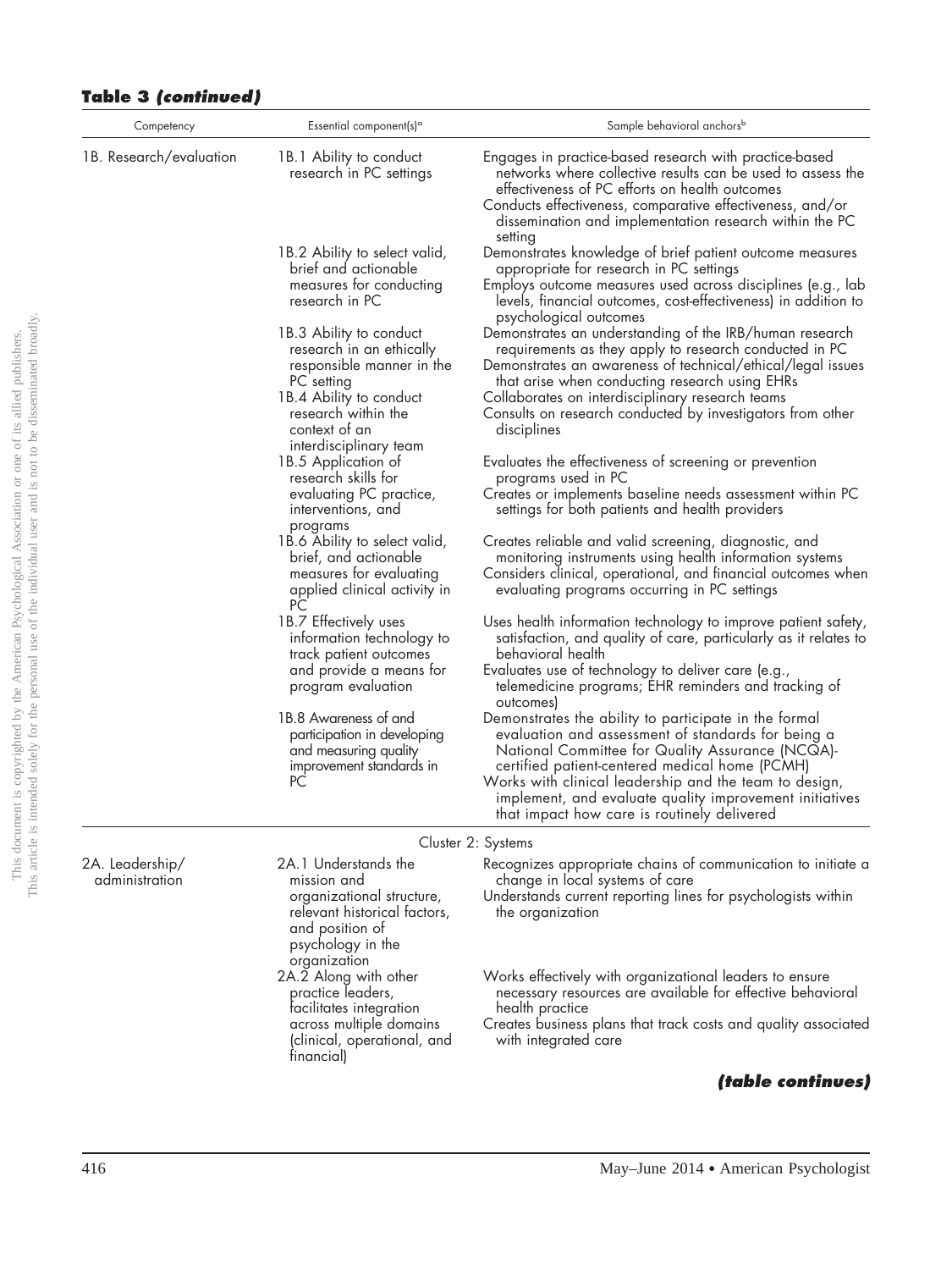**Table 3 *(continued)***

| Competency | Essential component(s)[a] | Sample behavioral anchors[b] |
|---|---|---|
| 1B. Research/evaluation | 1B.1 Ability to conduct research in PC settings | Engages in practice-based research with practice-based networks where collective results can be used to assess the effectiveness of PC efforts on health outcomes<br>Conducts effectiveness, comparative effectiveness, and/or dissemination and implementation research within the PC setting |
| | 1B.2 Ability to select valid, brief and actionable measures for conducting research in PC | Demonstrates knowledge of brief patient outcome measures appropriate for research in PC settings<br>Employs outcome measures used across disciplines (e.g., lab levels, financial outcomes, cost-effectiveness) in addition to psychological outcomes |
| | 1B.3 Ability to conduct research in an ethically responsible manner in the PC setting | Demonstrates an understanding of the IRB/human research requirements as they apply to research conducted in PC<br>Demonstrates an awareness of technical/ethical/legal issues that arise when conducting research using EHRs |
| | 1B.4 Ability to conduct research within the context of an interdisciplinary team | Collaborates on interdisciplinary research teams<br>Consults on research conducted by investigators from other disciplines |
| | 1B.5 Application of research skills for evaluating PC practice, interventions, and programs | Evaluates the effectiveness of screening or prevention programs used in PC<br>Creates or implements baseline needs assessment within PC settings for both patients and health providers |
| | 1B.6 Ability to select valid, brief, and actionable measures for evaluating applied clinical activity in PC | Creates reliable and valid screening, diagnostic, and monitoring instruments using health information systems<br>Considers clinical, operational, and financial outcomes when evaluating programs occurring in PC settings |
| | 1B.7 Effectively uses information technology to track patient outcomes and provide a means for program evaluation | Uses health information technology to improve patient safety, satisfaction, and quality of care, particularly as it relates to behavioral health<br>Evaluates use of technology to deliver care (e.g., telemedicine programs; EHR reminders and tracking of outcomes) |
| | 1B.8 Awareness of and participation in developing and measuring quality improvement standards in PC | Demonstrates the ability to participate in the formal evaluation and assessment of standards for being a National Committee for Quality Assurance (NCQA)-certified patient-centered medical home (PCMH)<br>Works with clinical leadership and the team to design, implement, and evaluate quality improvement initiatives that impact how care is routinely delivered |
| | Cluster 2: Systems | |
| 2A. Leadership/ administration | 2A.1 Understands the mission and organizational structure, relevant historical factors, and position of psychology in the organization | Recognizes appropriate chains of communication to initiate a change in local systems of care<br>Understands current reporting lines for psychologists within the organization |
| | 2A.2 Along with other practice leaders, facilitates integration across multiple domains (clinical, operational, and financial) | Works effectively with organizational leaders to ensure necessary resources are available for effective behavioral health practice<br>Creates business plans that track costs and quality associated with integrated care |

***(table continues)***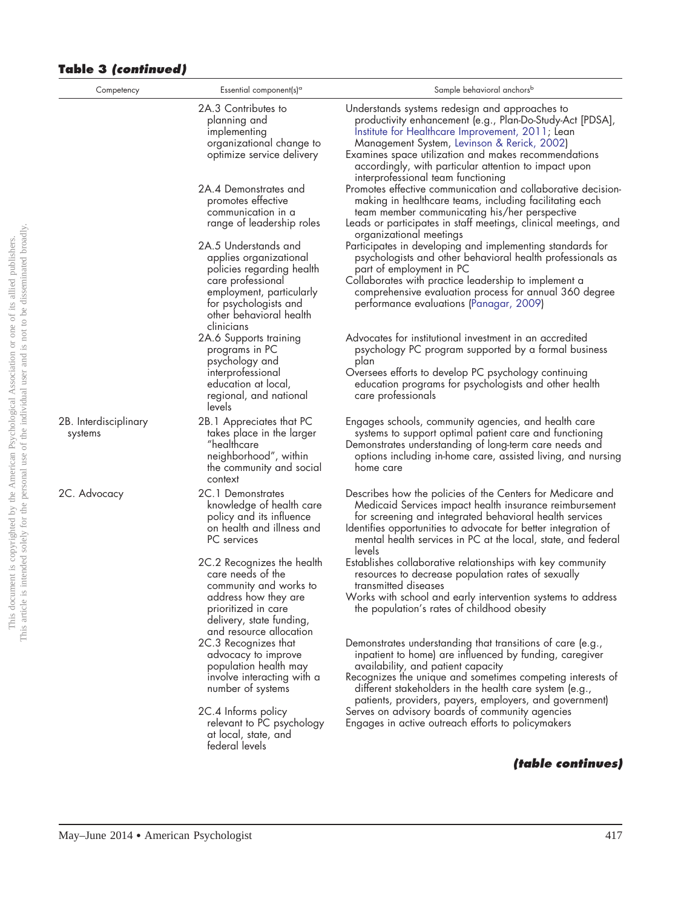**Table 3 *(continued)***

| Competency | Essential component(s)[a] | Sample behavioral anchors[b] |
| --- | --- | --- |
| | 2A.3 Contributes to planning and implementing organizational change to optimize service delivery | Understands systems redesign and approaches to productivity enhancement (e.g., Plan-Do-Study-Act [PDSA], Institute for Healthcare Improvement, 2011; Lean Management System, Levinson & Rerick, 2002)<br>Examines space utilization and makes recommendations accordingly, with particular attention to impact upon interprofessional team functioning |
| | 2A.4 Demonstrates and promotes effective communication in a range of leadership roles | Promotes effective communication and collaborative decision-making in healthcare teams, including facilitating each team member communicating his/her perspective<br>Leads or participates in staff meetings, clinical meetings, and organizational meetings |
| | 2A.5 Understands and applies organizational policies regarding health care professional employment, particularly for psychologists and other behavioral health clinicians | Participates in developing and implementing standards for psychologists and other behavioral health professionals as part of employment in PC<br>Collaborates with practice leadership to implement a comprehensive evaluation process for annual 360 degree performance evaluations (Panagar, 2009) |
| | 2A.6 Supports training programs in PC psychology and interprofessional education at local, regional, and national levels | Advocates for institutional investment in an accredited psychology PC program supported by a formal business plan<br>Oversees efforts to develop PC psychology continuing education programs for psychologists and other health care professionals |
| 2B. Interdisciplinary systems | 2B.1 Appreciates that PC takes place in the larger "healthcare neighborhood", within the community and social context | Engages schools, community agencies, and health care systems to support optimal patient care and functioning<br>Demonstrates understanding of long-term care needs and options including in-home care, assisted living, and nursing home care |
| 2C. Advocacy | 2C.1 Demonstrates knowledge of health care policy and its influence on health and illness and PC services | Describes how the policies of the Centers for Medicare and Medicaid Services impact health insurance reimbursement for screening and integrated behavioral health services<br>Identifies opportunities to advocate for better integration of mental health services in PC at the local, state, and federal levels |
| | 2C.2 Recognizes the health care needs of the community and works to address how they are prioritized in care delivery, state funding, and resource allocation | Establishes collaborative relationships with key community resources to decrease population rates of sexually transmitted diseases<br>Works with school and early intervention systems to address the population's rates of childhood obesity |
| | 2C.3 Recognizes that advocacy to improve population health may involve interacting with a number of systems | Demonstrates understanding that transitions of care (e.g., inpatient to home) are influenced by funding, caregiver availability, and patient capacity<br>Recognizes the unique and sometimes competing interests of different stakeholders in the health care system (e.g., patients, providers, payers, employers, and government) |
| | 2C.4 Informs policy relevant to PC psychology at local, state, and federal levels | Serves on advisory boards of community agencies<br>Engages in active outreach efforts to policymakers |

***(table continues)***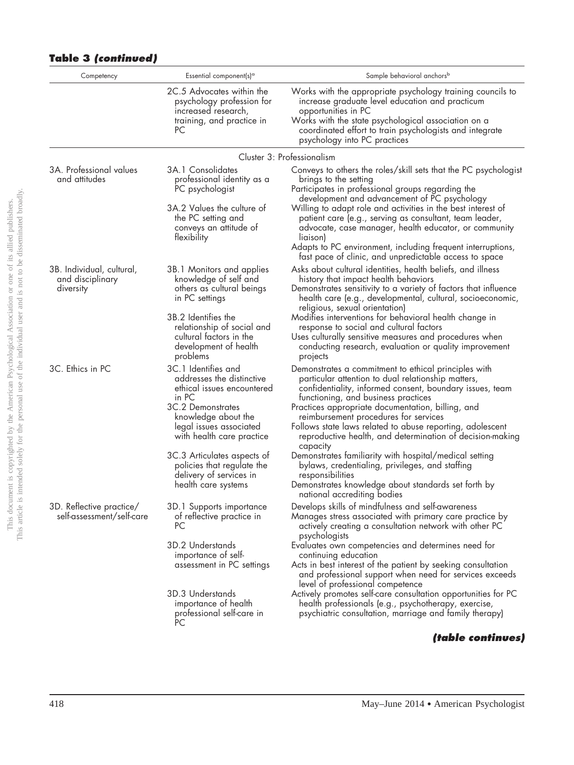**Table 3 *(continued)***

| Competency | Essential component(s)[a] | Sample behavioral anchors[b] |
|---|---|---|
| | 2C.5 Advocates within the psychology profession for increased research, training, and practice in PC | Works with the appropriate psychology training councils to increase graduate level education and practicum opportunities in PC<br>Works with the state psychological association on a coordinated effort to train psychologists and integrate psychology into PC practices |
| | Cluster 3: Professionalism | |
| 3A. Professional values and attitudes | 3A.1 Consolidates professional identity as a PC psychologist | Conveys to others the roles/skill sets that the PC psychologist brings to the setting<br>Participates in professional groups regarding the development and advancement of PC psychology |
| | 3A.2 Values the culture of the PC setting and conveys an attitude of flexibility | Willing to adapt role and activities in the best interest of patient care (e.g., serving as consultant, team leader, advocate, case manager, health educator, or community liaison)<br>Adapts to PC environment, including frequent interruptions, fast pace of clinic, and unpredictable access to space |
| 3B. Individual, cultural, and disciplinary diversity | 3B.1 Monitors and applies knowledge of self and others as cultural beings in PC settings | Asks about cultural identities, health beliefs, and illness history that impact health behaviors<br>Demonstrates sensitivity to a variety of factors that influence health care (e.g., developmental, cultural, socioeconomic, religious, sexual orientation) |
| | 3B.2 Identifies the relationship of social and cultural factors in the development of health problems | Modifies interventions for behavioral health change in response to social and cultural factors<br>Uses culturally sensitive measures and procedures when conducting research, evaluation or quality improvement projects |
| 3C. Ethics in PC | 3C.1 Identifies and addresses the distinctive ethical issues encountered in PC | Demonstrates a commitment to ethical principles with particular attention to dual relationship matters, confidentiality, informed consent, boundary issues, team functioning, and business practices |
| | 3C.2 Demonstrates knowledge about the legal issues associated with health care practice | Practices appropriate documentation, billing, and reimbursement procedures for services<br>Follows state laws related to abuse reporting, adolescent reproductive health, and determination of decision-making capacity |
| | 3C.3 Articulates aspects of policies that regulate the delivery of services in health care systems | Demonstrates familiarity with hospital/medical setting bylaws, credentialing, privileges, and staffing responsibilities<br>Demonstrates knowledge about standards set forth by national accrediting bodies |
| 3D. Reflective practice/ self-assessment/self-care | 3D.1 Supports importance of reflective practice in PC | Develops skills of mindfulness and self-awareness<br>Manages stress associated with primary care practice by actively creating a consultation network with other PC psychologists |
| | 3D.2 Understands importance of self-assessment in PC settings | Evaluates own competencies and determines need for continuing education<br>Acts in best interest of the patient by seeking consultation and professional support when need for services exceeds level of professional competence |
| | 3D.3 Understands importance of health professional self-care in PC | Actively promotes self-care consultation opportunities for PC health professionals (e.g., psychotherapy, exercise, psychiatric consultation, marriage and family therapy) |

***(table continues)***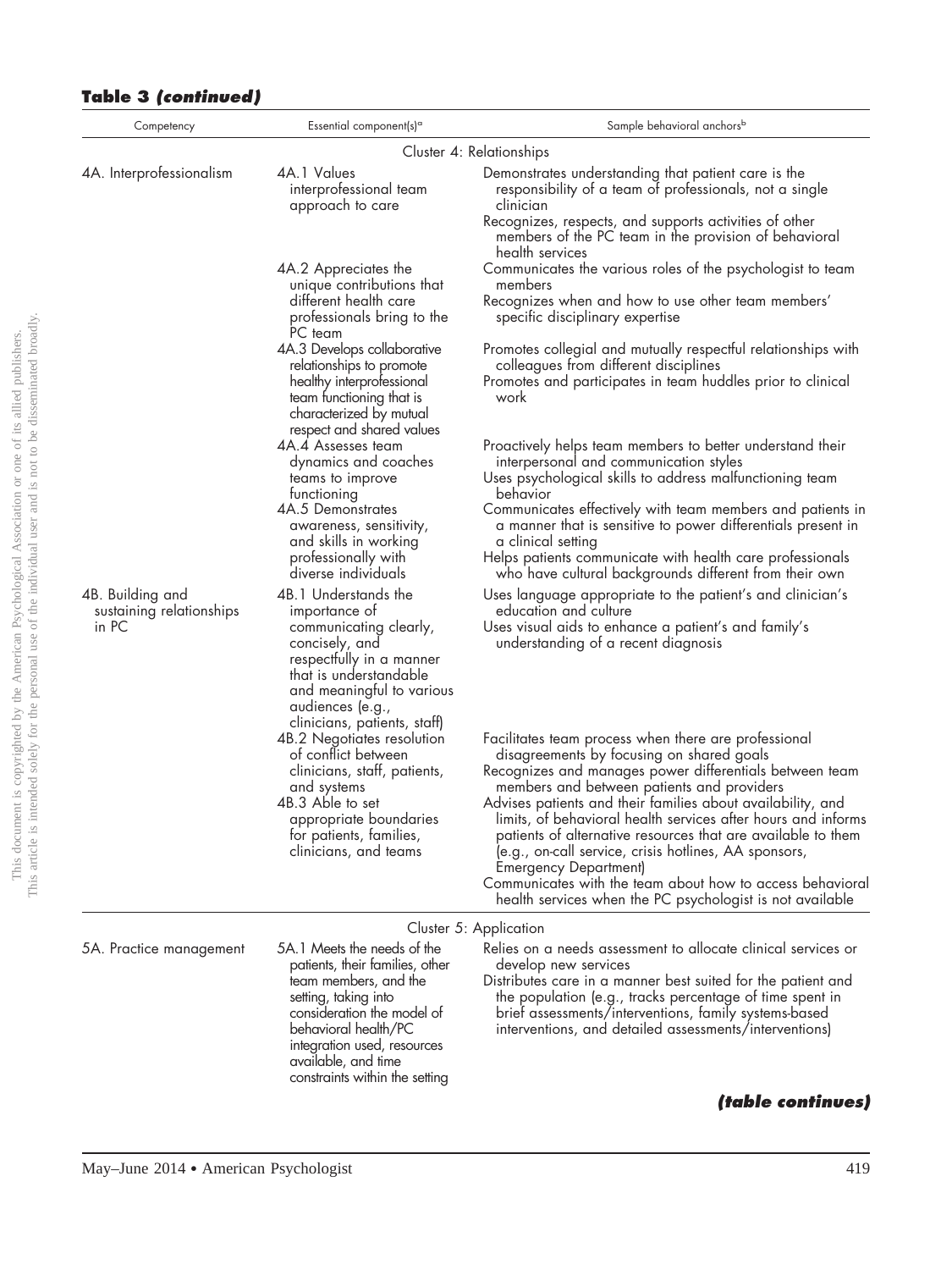**Table 3 *(continued)***

| Competency | Essential component(s)[a] | Sample behavioral anchors[b] |
|---|---|---|
| Cluster 4: Relationships | | |
| 4A. Interprofessionalism | 4A.1 Values interprofessional team approach to care | Demonstrates understanding that patient care is the responsibility of a team of professionals, not a single clinician<br>Recognizes, respects, and supports activities of other members of the PC team in the provision of behavioral health services |
| | 4A.2 Appreciates the unique contributions that different health care professionals bring to the PC team | Communicates the various roles of the psychologist to team members<br>Recognizes when and how to use other team members' specific disciplinary expertise |
| | 4A.3 Develops collaborative relationships to promote healthy interprofessional team functioning that is characterized by mutual respect and shared values | Promotes collegial and mutually respectful relationships with colleagues from different disciplines<br>Promotes and participates in team huddles prior to clinical work |
| | 4A.4 Assesses team dynamics and coaches teams to improve functioning | Proactively helps team members to better understand their interpersonal and communication styles<br>Uses psychological skills to address malfunctioning team behavior |
| | 4A.5 Demonstrates awareness, sensitivity, and skills in working professionally with diverse individuals | Communicates effectively with team members and patients in a manner that is sensitive to power differentials present in a clinical setting<br>Helps patients communicate with health care professionals who have cultural backgrounds different from their own |
| 4B. Building and sustaining relationships in PC | 4B.1 Understands the importance of communicating clearly, concisely, and respectfully in a manner that is understandable and meaningful to various audiences (e.g., clinicians, patients, staff) | Uses language appropriate to the patient's and clinician's education and culture<br>Uses visual aids to enhance a patient's and family's understanding of a recent diagnosis |
| | 4B.2 Negotiates resolution of conflict between clinicians, staff, patients, and systems | Facilitates team process when there are professional disagreements by focusing on shared goals<br>Recognizes and manages power differentials between team members and between patients and providers |
| | 4B.3 Able to set appropriate boundaries for patients, families, clinicians, and teams | Advises patients and their families about availability, and limits, of behavioral health services after hours and informs patients of alternative resources that are available to them (e.g., on-call service, crisis hotlines, AA sponsors, Emergency Department)<br>Communicates with the team about how to access behavioral health services when the PC psychologist is not available |
| Cluster 5: Application | | |
| 5A. Practice management | 5A.1 Meets the needs of the patients, their families, other team members, and the setting, taking into consideration the model of behavioral health/PC integration used, resources available, and time constraints within the setting | Relies on a needs assessment to allocate clinical services or develop new services<br>Distributes care in a manner best suited for the patient and the population (e.g., tracks percentage of time spent in brief assessments/interventions, family systems-based interventions, and detailed assessments/interventions) |

***(table continues)***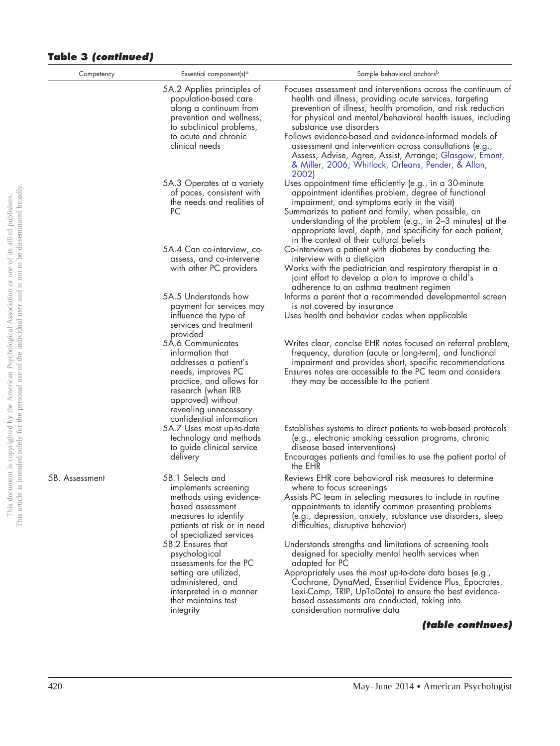**Table 3 *(continued)***

| Competency | Essential component(s)[a] | Sample behavioral anchors[b] |
|---|---|---|
| | 5A.2 Applies principles of population-based care along a continuum from prevention and wellness, to subclinical problems, to acute and chronic clinical needs | Focuses assessment and interventions across the continuum of health and illness, providing acute services, targeting prevention of illness, health promotion, and risk reduction for physical and mental/behavioral health issues, including substance use disorders<br>Follows evidence-based and evidence-informed models of assessment and intervention across consultations (e.g., Assess, Advise, Agree, Assist, Arrange; Glasgow, Emont, & Miller, 2006; Whitlock, Orleans, Pender, & Allan, 2002) |
| | 5A.3 Operates at a variety of paces, consistent with the needs and realities of PC | Uses appointment time efficiently (e.g., in a 30-minute appointment identifies problem, degree of functional impairment, and symptoms early in the visit)<br>Summarizes to patient and family, when possible, an understanding of the problem (e.g., in 2–3 minutes) at the appropriate level, depth, and specificity for each patient, in the context of their cultural beliefs |
| | 5A.4 Can co-interview, co-assess, and co-intervene with other PC providers | Co-interviews a patient with diabetes by conducting the interview with a dietician<br>Works with the pediatrician and respiratory therapist in a joint effort to develop a plan to improve a child's adherence to an asthma treatment regimen |
| | 5A.5 Understands how payment for services may influence the type of services and treatment provided | Informs a parent that a recommended developmental screen is not covered by insurance<br>Uses health and behavior codes when applicable |
| | 5A.6 Communicates information that addresses a patient's needs, improves PC practice, and allows for research (when IRB approved) without revealing unnecessary confidential information | Writes clear, concise EHR notes focused on referral problem, frequency, duration (acute or long-term), and functional impairment and provides short, specific recommendations<br>Ensures notes are accessible to the PC team and considers they may be accessible to the patient |
| | 5A.7 Uses most up-to-date technology and methods to guide clinical service delivery | Establishes systems to direct patients to web-based protocols (e.g., electronic smoking cessation programs, chronic disease based interventions)<br>Encourages patients and families to use the patient portal of the EHR |
| 5B. Assessment | 5B.1 Selects and implements screening methods using evidence-based assessment measures to identify patients at risk or in need of specialized services | Reviews EHR core behavioral risk measures to determine where to focus screenings<br>Assists PC team in selecting measures to include in routine appointments to identify common presenting problems (e.g., depression, anxiety, substance use disorders, sleep difficulties, disruptive behavior) |
| | 5B.2 Ensures that psychological assessments for the PC setting are utilized, administered, and interpreted in a manner that maintains test integrity | Understands strengths and limitations of screening tools designed for specialty mental health services when adapted for PC<br>Appropriately uses the most up-to-date data bases (e.g., Cochrane, DynaMed, Essential Evidence Plus, Epocrates, Lexi-Comp, TRIP, UpToDate) to ensure the best evidence-based assessments are conducted, taking into consideration normative data |

***(table continues)***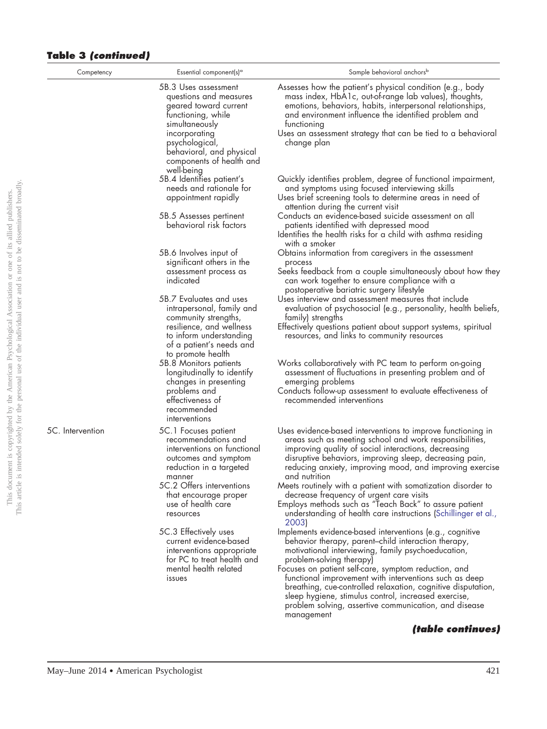**Table 3 *(continued)***

| Competency | Essential component(s)[a] | Sample behavioral anchors[b] |
|---|---|---|
| | 5B.3 Uses assessment questions and measures geared toward current functioning, while simultaneously incorporating psychological, behavioral, and physical components of health and well-being | Assesses how the patient's physical condition (e.g., body mass index, HbA1c, out-of-range lab values), thoughts, emotions, behaviors, habits, interpersonal relationships, and environment influence the identified problem and functioning<br>Uses an assessment strategy that can be tied to a behavioral change plan |
| | 5B.4 Identifies patient's needs and rationale for appointment rapidly | Quickly identifies problem, degree of functional impairment, and symptoms using focused interviewing skills<br>Uses brief screening tools to determine areas in need of attention during the current visit |
| | 5B.5 Assesses pertinent behavioral risk factors | Conducts an evidence-based suicide assessment on all patients identified with depressed mood<br>Identifies the health risks for a child with asthma residing with a smoker |
| | 5B.6 Involves input of significant others in the assessment process as indicated | Obtains information from caregivers in the assessment process<br>Seeks feedback from a couple simultaneously about how they can work together to ensure compliance with a postoperative bariatric surgery lifestyle |
| | 5B.7 Evaluates and uses intrapersonal, family and community strengths, resilience, and wellness to inform understanding of a patient's needs and to promote health | Uses interview and assessment measures that include evaluation of psychosocial (e.g., personality, health beliefs, family) strengths<br>Effectively questions patient about support systems, spiritual resources, and links to community resources |
| | 5B.8 Monitors patients longitudinally to identify changes in presenting problems and effectiveness of recommended interventions | Works collaboratively with PC team to perform on-going assessment of fluctuations in presenting problem and of emerging problems<br>Conducts follow-up assessment to evaluate effectiveness of recommended interventions |
| 5C. Intervention | 5C.1 Focuses patient recommendations and interventions on functional outcomes and symptom reduction in a targeted manner | Uses evidence-based interventions to improve functioning in areas such as meeting school and work responsibilities, improving quality of social interactions, decreasing disruptive behaviors, improving sleep, decreasing pain, reducing anxiety, improving mood, and improving exercise and nutrition |
| | 5C.2 Offers interventions that encourage proper use of health care resources | Meets routinely with a patient with somatization disorder to decrease frequency of urgent care visits<br>Employs methods such as "Teach Back" to assure patient understanding of health care instructions (Schillinger et al., 2003) |
| | 5C.3 Effectively uses current evidence-based interventions appropriate for PC to treat health and mental health related issues | Implements evidence-based interventions (e.g., cognitive behavior therapy, parent–child interaction therapy, motivational interviewing, family psychoeducation, problem-solving therapy)<br>Focuses on patient self-care, symptom reduction, and functional improvement with interventions such as deep breathing, cue-controlled relaxation, cognitive disputation, sleep hygiene, stimulus control, increased exercise, problem solving, assertive communication, and disease management |

***(table continues)***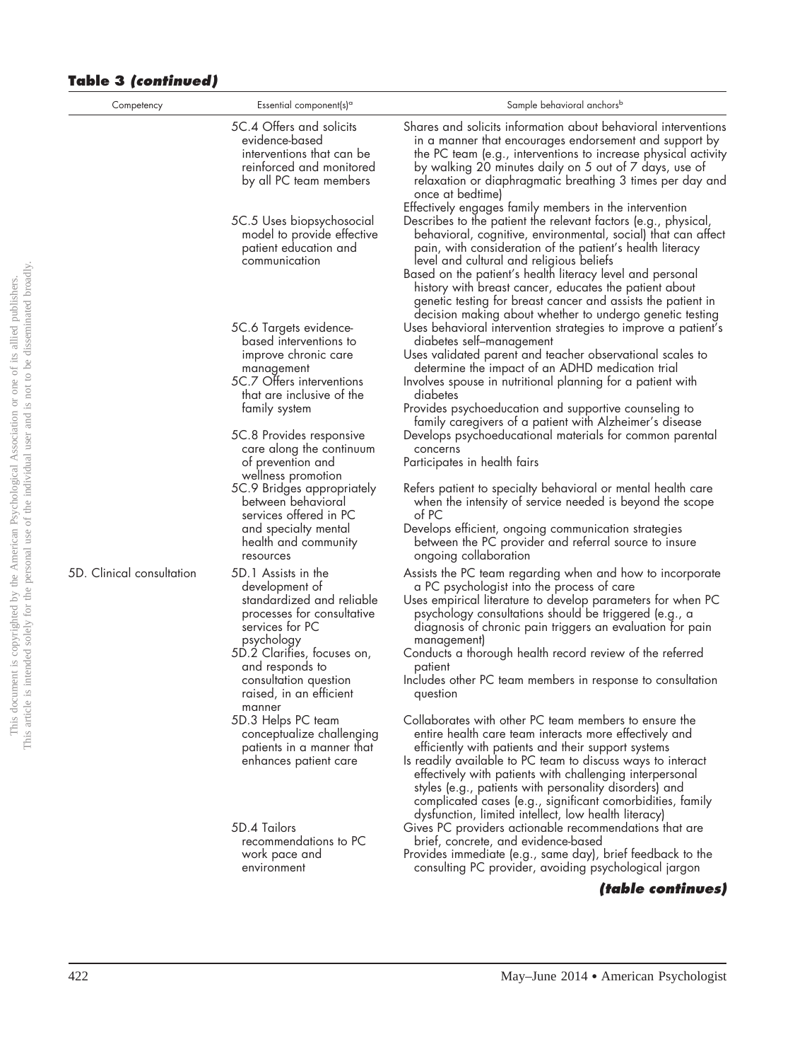**Table 3 *(continued)***

| Competency | Essential component(s)[a] | Sample behavioral anchors[b] |
|---|---|---|
| | 5C.4 Offers and solicits evidence-based interventions that can be reinforced and monitored by all PC team members | Shares and solicits information about behavioral interventions in a manner that encourages endorsement and support by the PC team (e.g., interventions to increase physical activity by walking 20 minutes daily on 5 out of 7 days, use of relaxation or diaphragmatic breathing 3 times per day and once at bedtime)<br>Effectively engages family members in the intervention |
| | 5C.5 Uses biopsychosocial model to provide effective patient education and communication | Describes to the patient the relevant factors (e.g., physical, behavioral, cognitive, environmental, social) that can affect pain, with consideration of the patient's health literacy level and cultural and religious beliefs<br>Based on the patient's health literacy level and personal history with breast cancer, educates the patient about genetic testing for breast cancer and assists the patient in decision making about whether to undergo genetic testing |
| | 5C.6 Targets evidence-based interventions to improve chronic care management | Uses behavioral intervention strategies to improve a patient's diabetes self–management<br>Uses validated parent and teacher observational scales to determine the impact of an ADHD medication trial |
| | 5C.7 Offers interventions that are inclusive of the family system | Involves spouse in nutritional planning for a patient with diabetes<br>Provides psychoeducation and supportive counseling to family caregivers of a patient with Alzheimer's disease |
| | 5C.8 Provides responsive care along the continuum of prevention and wellness promotion | Develops psychoeducational materials for common parental concerns<br>Participates in health fairs |
| | 5C.9 Bridges appropriately between behavioral services offered in PC and specialty mental health and community resources | Refers patient to specialty behavioral or mental health care when the intensity of service needed is beyond the scope of PC<br>Develops efficient, ongoing communication strategies between the PC provider and referral source to insure ongoing collaboration |
| 5D. Clinical consultation | 5D.1 Assists in the development of standardized and reliable processes for consultative services for PC psychology | Assists the PC team regarding when and how to incorporate a PC psychologist into the process of care<br>Uses empirical literature to develop parameters for when PC psychology consultations should be triggered (e.g., a diagnosis of chronic pain triggers an evaluation for pain management) |
| | 5D.2 Clarifies, focuses on, and responds to consultation question raised, in an efficient manner | Conducts a thorough health record review of the referred patient<br>Includes other PC team members in response to consultation question |
| | 5D.3 Helps PC team conceptualize challenging patients in a manner that enhances patient care | Collaborates with other PC team members to ensure the entire health care team interacts more effectively and efficiently with patients and their support systems<br>Is readily available to PC team to discuss ways to interact effectively with patients with challenging interpersonal styles (e.g., patients with personality disorders) and complicated cases (e.g., significant comorbidities, family dysfunction, limited intellect, low health literacy) |
| | 5D.4 Tailors recommendations to PC work pace and environment | Gives PC providers actionable recommendations that are brief, concrete, and evidence-based<br>Provides immediate (e.g., same day), brief feedback to the consulting PC provider, avoiding psychological jargon |

***(table continues)***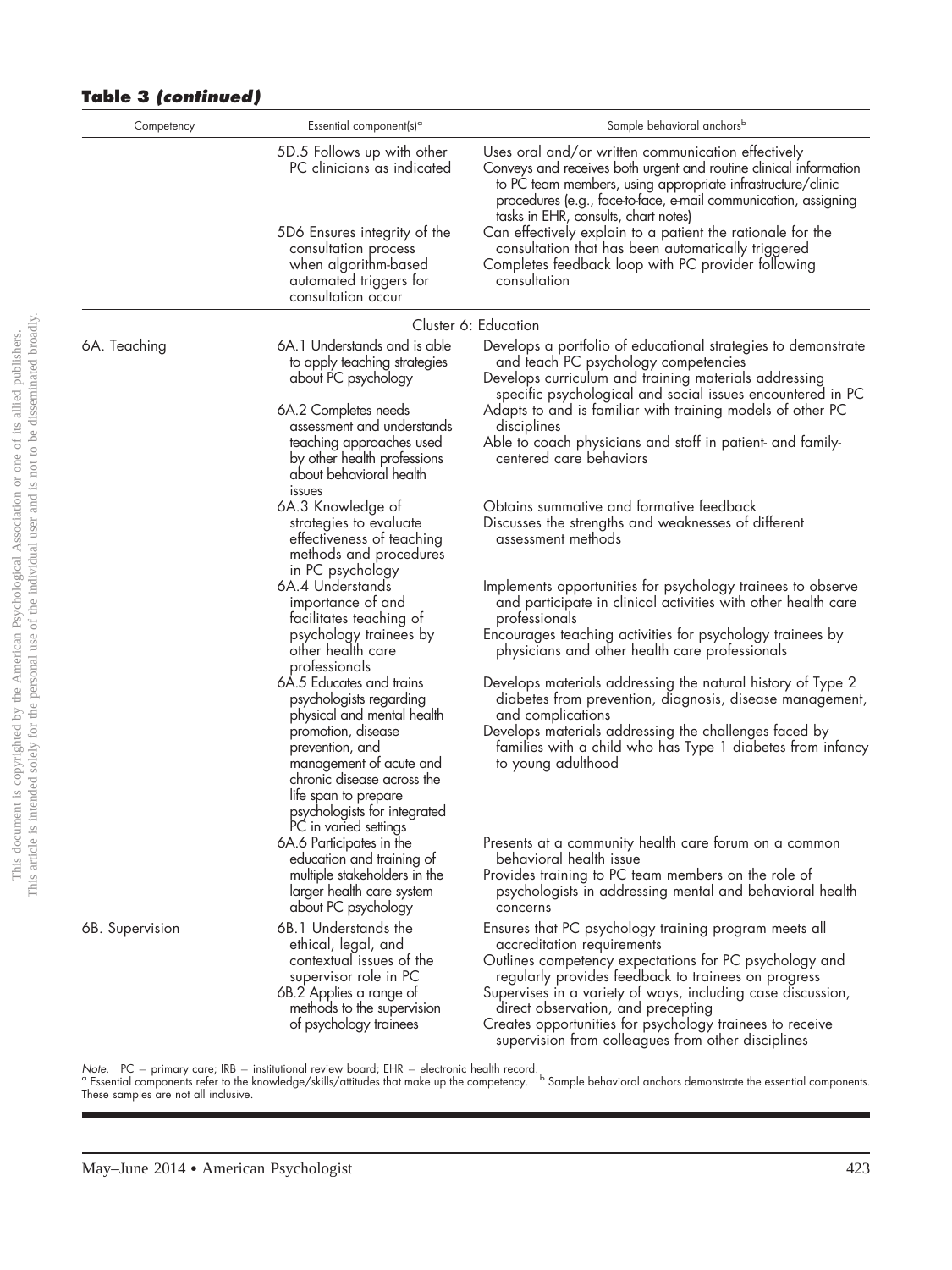## Table 3 *(continued)*

| Competency | Essential component(s)[a] | Sample behavioral anchors[b] |
|---|---|---|
| | 5D.5 Follows up with other PC clinicians as indicated | Uses oral and/or written communication effectively<br>Conveys and receives both urgent and routine clinical information to PC team members, using appropriate infrastructure/clinic procedures (e.g., face-to-face, e-mail communication, assigning tasks in EHR, consults, chart notes) |
| | 5D6 Ensures integrity of the consultation process when algorithm-based automated triggers for consultation occur | Can effectively explain to a patient the rationale for the consultation that has been automatically triggered<br>Completes feedback loop with PC provider following consultation |
| | Cluster 6: Education | |
| 6A. Teaching | 6A.1 Understands and is able to apply teaching strategies about PC psychology | Develops a portfolio of educational strategies to demonstrate and teach PC psychology competencies<br>Develops curriculum and training materials addressing specific psychological and social issues encountered in PC |
| | 6A.2 Completes needs assessment and understands teaching approaches used by other health professions about behavioral health issues | Adapts to and is familiar with training models of other PC disciplines<br>Able to coach physicians and staff in patient- and family-centered care behaviors |
| | 6A.3 Knowledge of strategies to evaluate effectiveness of teaching methods and procedures in PC psychology | Obtains summative and formative feedback<br>Discusses the strengths and weaknesses of different assessment methods |
| | 6A.4 Understands importance of and facilitates teaching of psychology trainees by other health care professionals | Implements opportunities for psychology trainees to observe and participate in clinical activities with other health care professionals<br>Encourages teaching activities for psychology trainees by physicians and other health care professionals |
| | 6A.5 Educates and trains psychologists regarding physical and mental health promotion, disease prevention, and management of acute and chronic disease across the life span to prepare psychologists for integrated PC in varied settings | Develops materials addressing the natural history of Type 2 diabetes from prevention, diagnosis, disease management, and complications<br>Develops materials addressing the challenges faced by families with a child who has Type 1 diabetes from infancy to young adulthood |
| | 6A.6 Participates in the education and training of multiple stakeholders in the larger health care system about PC psychology | Presents at a community health care forum on a common behavioral health issue<br>Provides training to PC team members on the role of psychologists in addressing mental and behavioral health concerns |
| 6B. Supervision | 6B.1 Understands the ethical, legal, and contextual issues of the supervisor role in PC | Ensures that PC psychology training program meets all accreditation requirements<br>Outlines competency expectations for PC psychology and regularly provides feedback to trainees on progress |
| | 6B.2 Applies a range of methods to the supervision of psychology trainees | Supervises in a variety of ways, including case discussion, direct observation, and precepting<br>Creates opportunities for psychology trainees to receive supervision from colleagues from other disciplines |

*Note.* PC = primary care; IRB = institutional review board; EHR = electronic health record.
[a] Essential components refer to the knowledge/skills/attitudes that make up the competency. [b] Sample behavioral anchors demonstrate the essential components. These samples are not all inclusive.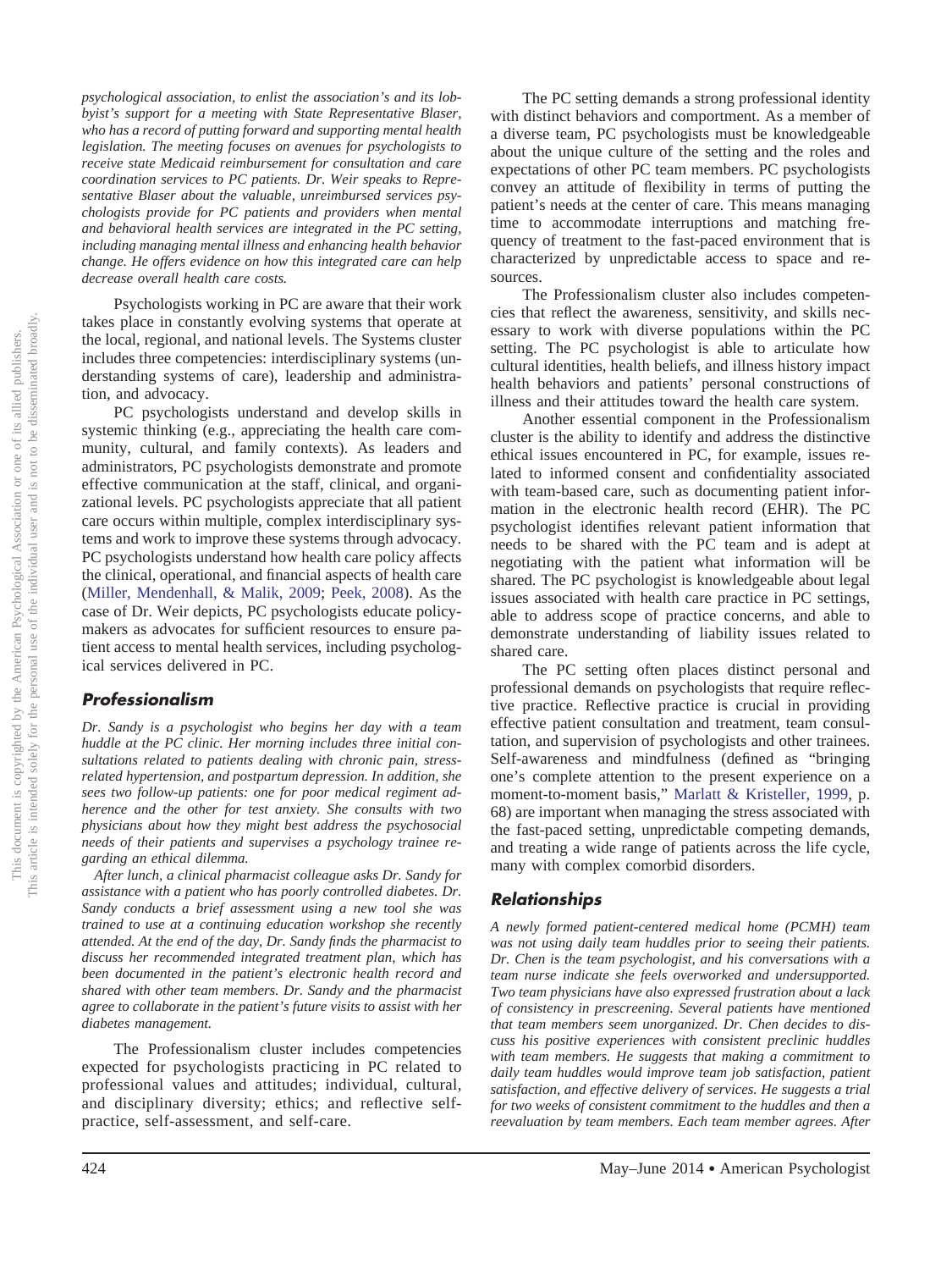*psychological association, to enlist the association's and its lobbyist's support for a meeting with State Representative Blaser, who has a record of putting forward and supporting mental health legislation. The meeting focuses on avenues for psychologists to receive state Medicaid reimbursement for consultation and care coordination services to PC patients. Dr. Weir speaks to Representative Blaser about the valuable, unreimbursed services psychologists provide for PC patients and providers when mental and behavioral health services are integrated in the PC setting, including managing mental illness and enhancing health behavior change. He offers evidence on how this integrated care can help decrease overall health care costs.*

Psychologists working in PC are aware that their work takes place in constantly evolving systems that operate at the local, regional, and national levels. The Systems cluster includes three competencies: interdisciplinary systems (understanding systems of care), leadership and administration, and advocacy.

PC psychologists understand and develop skills in systemic thinking (e.g., appreciating the health care community, cultural, and family contexts). As leaders and administrators, PC psychologists demonstrate and promote effective communication at the staff, clinical, and organizational levels. PC psychologists appreciate that all patient care occurs within multiple, complex interdisciplinary systems and work to improve these systems through advocacy. PC psychologists understand how health care policy affects the clinical, operational, and financial aspects of health care (Miller, Mendenhall, & Malik, 2009; Peek, 2008). As the case of Dr. Weir depicts, PC psychologists educate policymakers as advocates for sufficient resources to ensure patient access to mental health services, including psychological services delivered in PC.

## Professionalism

*Dr. Sandy is a psychologist who begins her day with a team huddle at the PC clinic. Her morning includes three initial consultations related to patients dealing with chronic pain, stress-related hypertension, and postpartum depression. In addition, she sees two follow-up patients: one for poor medical regiment adherence and the other for test anxiety. She consults with two physicians about how they might best address the psychosocial needs of their patients and supervises a psychology trainee regarding an ethical dilemma.*

*After lunch, a clinical pharmacist colleague asks Dr. Sandy for assistance with a patient who has poorly controlled diabetes. Dr. Sandy conducts a brief assessment using a new tool she was trained to use at a continuing education workshop she recently attended. At the end of the day, Dr. Sandy finds the pharmacist to discuss her recommended integrated treatment plan, which has been documented in the patient's electronic health record and shared with other team members. Dr. Sandy and the pharmacist agree to collaborate in the patient's future visits to assist with her diabetes management.*

The Professionalism cluster includes competencies expected for psychologists practicing in PC related to professional values and attitudes; individual, cultural, and disciplinary diversity; ethics; and reflective self-practice, self-assessment, and self-care.

The PC setting demands a strong professional identity with distinct behaviors and comportment. As a member of a diverse team, PC psychologists must be knowledgeable about the unique culture of the setting and the roles and expectations of other PC team members. PC psychologists convey an attitude of flexibility in terms of putting the patient's needs at the center of care. This means managing time to accommodate interruptions and matching frequency of treatment to the fast-paced environment that is characterized by unpredictable access to space and resources.

The Professionalism cluster also includes competencies that reflect the awareness, sensitivity, and skills necessary to work with diverse populations within the PC setting. The PC psychologist is able to articulate how cultural identities, health beliefs, and illness history impact health behaviors and patients' personal constructions of illness and their attitudes toward the health care system.

Another essential component in the Professionalism cluster is the ability to identify and address the distinctive ethical issues encountered in PC, for example, issues related to informed consent and confidentiality associated with team-based care, such as documenting patient information in the electronic health record (EHR). The PC psychologist identifies relevant patient information that needs to be shared with the PC team and is adept at negotiating with the patient what information will be shared. The PC psychologist is knowledgeable about legal issues associated with health care practice in PC settings, able to address scope of practice concerns, and able to demonstrate understanding of liability issues related to shared care.

The PC setting often places distinct personal and professional demands on psychologists that require reflective practice. Reflective practice is crucial in providing effective patient consultation and treatment, team consultation, and supervision of psychologists and other trainees. Self-awareness and mindfulness (defined as "bringing one's complete attention to the present experience on a moment-to-moment basis," Marlatt & Kristeller, 1999, p. 68) are important when managing the stress associated with the fast-paced setting, unpredictable competing demands, and treating a wide range of patients across the life cycle, many with complex comorbid disorders.

## Relationships

*A newly formed patient-centered medical home (PCMH) team was not using daily team huddles prior to seeing their patients. Dr. Chen is the team psychologist, and his conversations with a team nurse indicate she feels overworked and undersupported. Two team physicians have also expressed frustration about a lack of consistency in prescreening. Several patients have mentioned that team members seem unorganized. Dr. Chen decides to discuss his positive experiences with consistent preclinic huddles with team members. He suggests that making a commitment to daily team huddles would improve team job satisfaction, patient satisfaction, and effective delivery of services. He suggests a trial for two weeks of consistent commitment to the huddles and then a reevaluation by team members. Each team member agrees. After*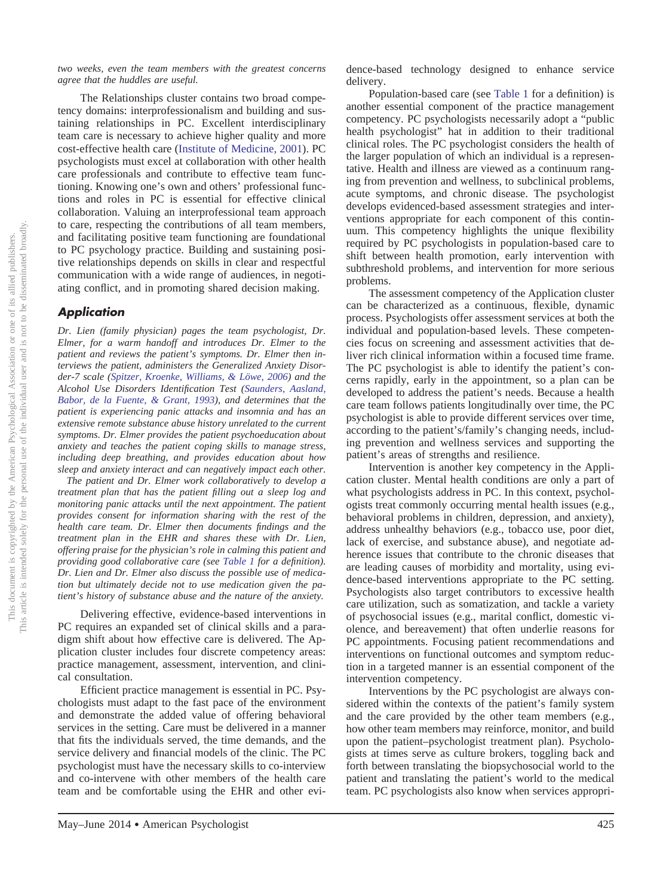*two weeks, even the team members with the greatest concerns agree that the huddles are useful.*

The Relationships cluster contains two broad competency domains: interprofessionalism and building and sustaining relationships in PC. Excellent interdisciplinary team care is necessary to achieve higher quality and more cost-effective health care (Institute of Medicine, 2001). PC psychologists must excel at collaboration with other health care professionals and contribute to effective team functioning. Knowing one's own and others' professional functions and roles in PC is essential for effective clinical collaboration. Valuing an interprofessional team approach to care, respecting the contributions of all team members, and facilitating positive team functioning are foundational to PC psychology practice. Building and sustaining positive relationships depends on skills in clear and respectful communication with a wide range of audiences, in negotiating conflict, and in promoting shared decision making.

## Application

*Dr. Lien (family physician) pages the team psychologist, Dr. Elmer, for a warm handoff and introduces Dr. Elmer to the patient and reviews the patient's symptoms. Dr. Elmer then interviews the patient, administers the Generalized Anxiety Disorder-7 scale (Spitzer, Kroenke, Williams, & Löwe, 2006) and the Alcohol Use Disorders Identification Test (Saunders, Aasland, Babor, de la Fuente, & Grant, 1993), and determines that the patient is experiencing panic attacks and insomnia and has an extensive remote substance abuse history unrelated to the current symptoms. Dr. Elmer provides the patient psychoeducation about anxiety and teaches the patient coping skills to manage stress, including deep breathing, and provides education about how sleep and anxiety interact and can negatively impact each other.*

*The patient and Dr. Elmer work collaboratively to develop a treatment plan that has the patient filling out a sleep log and monitoring panic attacks until the next appointment. The patient provides consent for information sharing with the rest of the health care team. Dr. Elmer then documents findings and the treatment plan in the EHR and shares these with Dr. Lien, offering praise for the physician's role in calming this patient and providing good collaborative care (see Table 1 for a definition). Dr. Lien and Dr. Elmer also discuss the possible use of medication but ultimately decide not to use medication given the patient's history of substance abuse and the nature of the anxiety.*

Delivering effective, evidence-based interventions in PC requires an expanded set of clinical skills and a paradigm shift about how effective care is delivered. The Application cluster includes four discrete competency areas: practice management, assessment, intervention, and clinical consultation.

Efficient practice management is essential in PC. Psychologists must adapt to the fast pace of the environment and demonstrate the added value of offering behavioral services in the setting. Care must be delivered in a manner that fits the individuals served, the time demands, and the service delivery and financial models of the clinic. The PC psychologist must have the necessary skills to co-interview and co-intervene with other members of the health care team and be comfortable using the EHR and other evidence-based technology designed to enhance service delivery.

Population-based care (see Table 1 for a definition) is another essential component of the practice management competency. PC psychologists necessarily adopt a "public health psychologist" hat in addition to their traditional clinical roles. The PC psychologist considers the health of the larger population of which an individual is a representative. Health and illness are viewed as a continuum ranging from prevention and wellness, to subclinical problems, acute symptoms, and chronic disease. The psychologist develops evidenced-based assessment strategies and interventions appropriate for each component of this continuum. This competency highlights the unique flexibility required by PC psychologists in population-based care to shift between health promotion, early intervention with subthreshold problems, and intervention for more serious problems.

The assessment competency of the Application cluster can be characterized as a continuous, flexible, dynamic process. Psychologists offer assessment services at both the individual and population-based levels. These competencies focus on screening and assessment activities that deliver rich clinical information within a focused time frame. The PC psychologist is able to identify the patient's concerns rapidly, early in the appointment, so a plan can be developed to address the patient's needs. Because a health care team follows patients longitudinally over time, the PC psychologist is able to provide different services over time, according to the patient's/family's changing needs, including prevention and wellness services and supporting the patient's areas of strengths and resilience.

Intervention is another key competency in the Application cluster. Mental health conditions are only a part of what psychologists address in PC. In this context, psychologists treat commonly occurring mental health issues (e.g., behavioral problems in children, depression, and anxiety), address unhealthy behaviors (e.g., tobacco use, poor diet, lack of exercise, and substance abuse), and negotiate adherence issues that contribute to the chronic diseases that are leading causes of morbidity and mortality, using evidence-based interventions appropriate to the PC setting. Psychologists also target contributors to excessive health care utilization, such as somatization, and tackle a variety of psychosocial issues (e.g., marital conflict, domestic violence, and bereavement) that often underlie reasons for PC appointments. Focusing patient recommendations and interventions on functional outcomes and symptom reduction in a targeted manner is an essential component of the intervention competency.

Interventions by the PC psychologist are always considered within the contexts of the patient's family system and the care provided by the other team members (e.g., how other team members may reinforce, monitor, and build upon the patient–psychologist treatment plan). Psychologists at times serve as culture brokers, toggling back and forth between translating the biopsychosocial world to the patient and translating the patient's world to the medical team. PC psychologists also know when services appropri-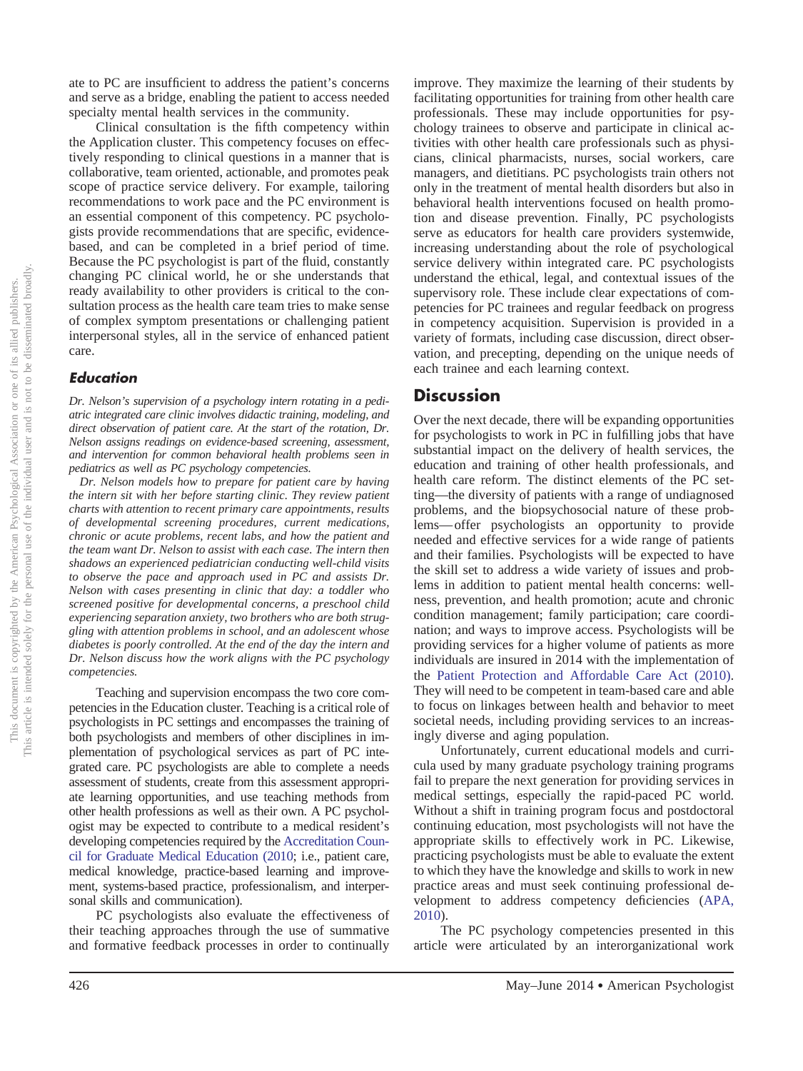ate to PC are insufficient to address the patient's concerns and serve as a bridge, enabling the patient to access needed specialty mental health services in the community.

Clinical consultation is the fifth competency within the Application cluster. This competency focuses on effectively responding to clinical questions in a manner that is collaborative, team oriented, actionable, and promotes peak scope of practice service delivery. For example, tailoring recommendations to work pace and the PC environment is an essential component of this competency. PC psychologists provide recommendations that are specific, evidence-based, and can be completed in a brief period of time. Because the PC psychologist is part of the fluid, constantly changing PC clinical world, he or she understands that ready availability to other providers is critical to the consultation process as the health care team tries to make sense of complex symptom presentations or challenging patient interpersonal styles, all in the service of enhanced patient care.

### Education

*Dr. Nelson's supervision of a psychology intern rotating in a pediatric integrated care clinic involves didactic training, modeling, and direct observation of patient care. At the start of the rotation, Dr. Nelson assigns readings on evidence-based screening, assessment, and intervention for common behavioral health problems seen in pediatrics as well as PC psychology competencies.*

*Dr. Nelson models how to prepare for patient care by having the intern sit with her before starting clinic. They review patient charts with attention to recent primary care appointments, results of developmental screening procedures, current medications, chronic or acute problems, recent labs, and how the patient and the team want Dr. Nelson to assist with each case. The intern then shadows an experienced pediatrician conducting well-child visits to observe the pace and approach used in PC and assists Dr. Nelson with cases presenting in clinic that day: a toddler who screened positive for developmental concerns, a preschool child experiencing separation anxiety, two brothers who are both struggling with attention problems in school, and an adolescent whose diabetes is poorly controlled. At the end of the day the intern and Dr. Nelson discuss how the work aligns with the PC psychology competencies.*

Teaching and supervision encompass the two core competencies in the Education cluster. Teaching is a critical role of psychologists in PC settings and encompasses the training of both psychologists and members of other disciplines in implementation of psychological services as part of PC integrated care. PC psychologists are able to complete a needs assessment of students, create from this assessment appropriate learning opportunities, and use teaching methods from other health professions as well as their own. A PC psychologist may be expected to contribute to a medical resident's developing competencies required by the Accreditation Council for Graduate Medical Education (2010; i.e., patient care, medical knowledge, practice-based learning and improvement, systems-based practice, professionalism, and interpersonal skills and communication).

PC psychologists also evaluate the effectiveness of their teaching approaches through the use of summative and formative feedback processes in order to continually improve. They maximize the learning of their students by facilitating opportunities for training from other health care professionals. These may include opportunities for psychology trainees to observe and participate in clinical activities with other health care professionals such as physicians, clinical pharmacists, nurses, social workers, care managers, and dietitians. PC psychologists train others not only in the treatment of mental health disorders but also in behavioral health interventions focused on health promotion and disease prevention. Finally, PC psychologists serve as educators for health care providers systemwide, increasing understanding about the role of psychological service delivery within integrated care. PC psychologists understand the ethical, legal, and contextual issues of the supervisory role. These include clear expectations of competencies for PC trainees and regular feedback on progress in competency acquisition. Supervision is provided in a variety of formats, including case discussion, direct observation, and precepting, depending on the unique needs of each trainee and each learning context.

## Discussion

Over the next decade, there will be expanding opportunities for psychologists to work in PC in fulfilling jobs that have substantial impact on the delivery of health services, the education and training of other health professionals, and health care reform. The distinct elements of the PC setting—the diversity of patients with a range of undiagnosed problems, and the biopsychosocial nature of these problems—offer psychologists an opportunity to provide needed and effective services for a wide range of patients and their families. Psychologists will be expected to have the skill set to address a wide variety of issues and problems in addition to patient mental health concerns: wellness, prevention, and health promotion; acute and chronic condition management; family participation; care coordination; and ways to improve access. Psychologists will be providing services for a higher volume of patients as more individuals are insured in 2014 with the implementation of the Patient Protection and Affordable Care Act (2010). They will need to be competent in team-based care and able to focus on linkages between health and behavior to meet societal needs, including providing services to an increasingly diverse and aging population.

Unfortunately, current educational models and curricula used by many graduate psychology training programs fail to prepare the next generation for providing services in medical settings, especially the rapid-paced PC world. Without a shift in training program focus and postdoctoral continuing education, most psychologists will not have the appropriate skills to effectively work in PC. Likewise, practicing psychologists must be able to evaluate the extent to which they have the knowledge and skills to work in new practice areas and must seek continuing professional development to address competency deficiencies (APA, 2010).

The PC psychology competencies presented in this article were articulated by an interorganizational work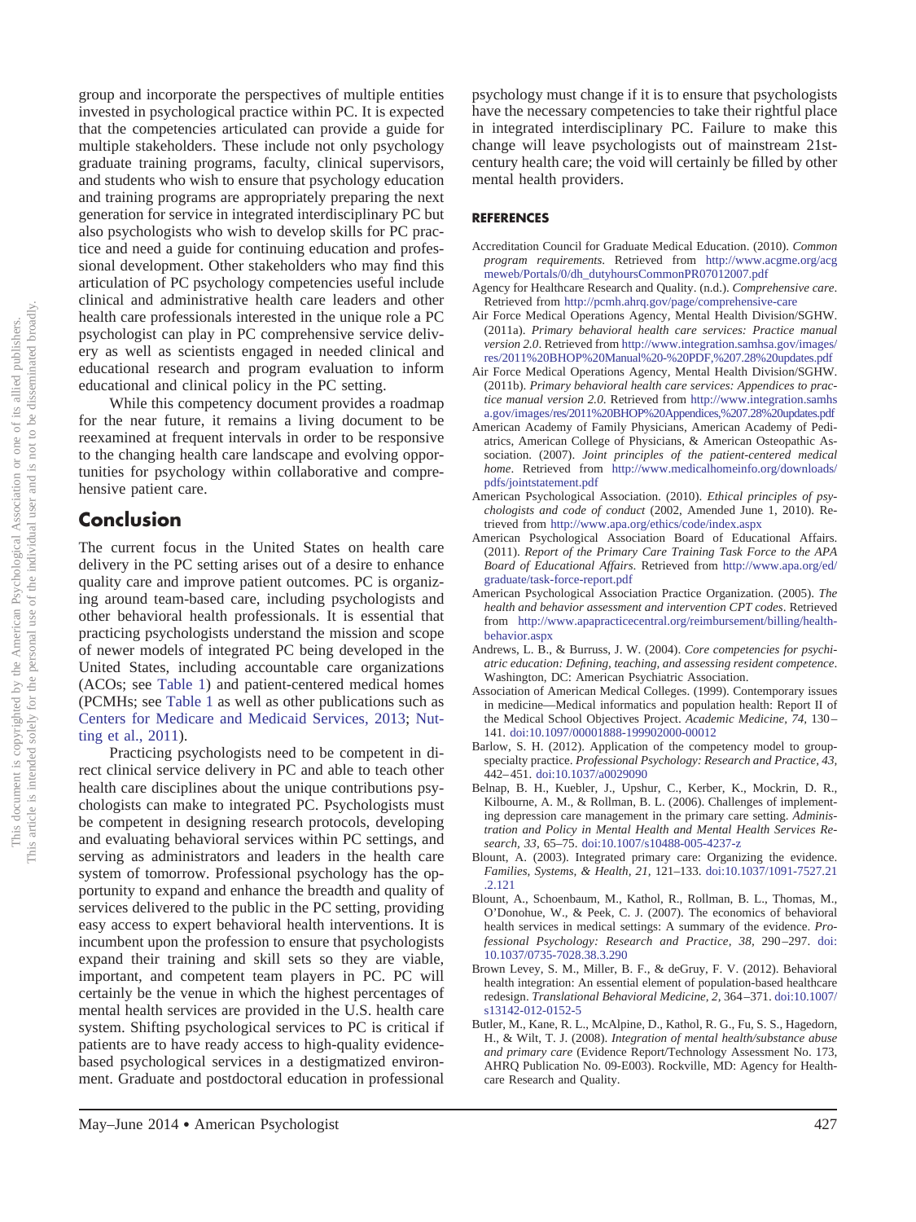group and incorporate the perspectives of multiple entities invested in psychological practice within PC. It is expected that the competencies articulated can provide a guide for multiple stakeholders. These include not only psychology graduate training programs, faculty, clinical supervisors, and students who wish to ensure that psychology education and training programs are appropriately preparing the next generation for service in integrated interdisciplinary PC but also psychologists who wish to develop skills for PC practice and need a guide for continuing education and professional development. Other stakeholders who may find this articulation of PC psychology competencies useful include clinical and administrative health care leaders and other health care professionals interested in the unique role a PC psychologist can play in PC comprehensive service delivery as well as scientists engaged in needed clinical and educational research and program evaluation to inform educational and clinical policy in the PC setting.

While this competency document provides a roadmap for the near future, it remains a living document to be reexamined at frequent intervals in order to be responsive to the changing health care landscape and evolving opportunities for psychology within collaborative and comprehensive patient care.

## Conclusion

The current focus in the United States on health care delivery in the PC setting arises out of a desire to enhance quality care and improve patient outcomes. PC is organizing around team-based care, including psychologists and other behavioral health professionals. It is essential that practicing psychologists understand the mission and scope of newer models of integrated PC being developed in the United States, including accountable care organizations (ACOs; see Table 1) and patient-centered medical homes (PCMHs; see Table 1 as well as other publications such as Centers for Medicare and Medicaid Services, 2013; Nutting et al., 2011).

Practicing psychologists need to be competent in direct clinical service delivery in PC and able to teach other health care disciplines about the unique contributions psychologists can make to integrated PC. Psychologists must be competent in designing research protocols, developing and evaluating behavioral services within PC settings, and serving as administrators and leaders in the health care system of tomorrow. Professional psychology has the opportunity to expand and enhance the breadth and quality of services delivered to the public in the PC setting, providing easy access to expert behavioral health interventions. It is incumbent upon the profession to ensure that psychologists expand their training and skill sets so they are viable, important, and competent team players in PC. PC will certainly be the venue in which the highest percentages of mental health services are provided in the U.S. health care system. Shifting psychological services to PC is critical if patients are to have ready access to high-quality evidence-based psychological services in a destigmatized environment. Graduate and postdoctoral education in professional psychology must change if it is to ensure that psychologists have the necessary competencies to take their rightful place in integrated interdisciplinary PC. Failure to make this change will leave psychologists out of mainstream 21st-century health care; the void will certainly be filled by other mental health providers.

### REFERENCES

Accreditation Council for Graduate Medical Education. (2010). *Common program requirements*. Retrieved from http://www.acgme.org/acgmeweb/Portals/0/dh_dutyhoursCommonPR07012007.pdf

Agency for Healthcare Research and Quality. (n.d.). *Comprehensive care*. Retrieved from http://pcmh.ahrq.gov/page/comprehensive-care

Air Force Medical Operations Agency, Mental Health Division/SGHW. (2011a). *Primary behavioral health care services: Practice manual version 2.0*. Retrieved from http://www.integration.samhsa.gov/images/res/2011%20BHOP%20Manual%20-%20PDF,%207.28%20updates.pdf

Air Force Medical Operations Agency, Mental Health Division/SGHW. (2011b). *Primary behavioral health care services: Appendices to practice manual version 2.0*. Retrieved from http://www.integration.samhsa.gov/images/res/2011%20BHOP%20Appendices,%207.28%20updates.pdf

American Academy of Family Physicians, American Academy of Pediatrics, American College of Physicians, & American Osteopathic Association. (2007). *Joint principles of the patient-centered medical home*. Retrieved from http://www.medicalhomeinfo.org/downloads/pdfs/jointstatement.pdf

American Psychological Association. (2010). *Ethical principles of psychologists and code of conduct* (2002, Amended June 1, 2010). Retrieved from http://www.apa.org/ethics/code/index.aspx

American Psychological Association Board of Educational Affairs. (2011). *Report of the Primary Care Training Task Force to the APA Board of Educational Affairs*. Retrieved from http://www.apa.org/ed/graduate/task-force-report.pdf

American Psychological Association Practice Organization. (2005). *The health and behavior assessment and intervention CPT codes*. Retrieved from http://www.apapracticecentral.org/reimbursement/billing/health-behavior.aspx

Andrews, L. B., & Burruss, J. W. (2004). *Core competencies for psychiatric education: Defining, teaching, and assessing resident competence*. Washington, DC: American Psychiatric Association.

Association of American Medical Colleges. (1999). Contemporary issues in medicine—Medical informatics and population health: Report II of the Medical School Objectives Project. *Academic Medicine, 74,* 130–141. doi:10.1097/00001888-199902000-00012

Barlow, S. H. (2012). Application of the competency model to group-specialty practice. *Professional Psychology: Research and Practice, 43,* 442–451. doi:10.1037/a0029090

Belnap, B. H., Kuebler, J., Upshur, C., Kerber, K., Mockrin, D. R., Kilbourne, A. M., & Rollman, B. L. (2006). Challenges of implementing depression care management in the primary care setting. *Administration and Policy in Mental Health and Mental Health Services Research, 33,* 65–75. doi:10.1007/s10488-005-4237-z

Blount, A. (2003). Integrated primary care: Organizing the evidence. *Families, Systems, & Health, 21,* 121–133. doi:10.1037/1091-7527.21.2.121

Blount, A., Schoenbaum, M., Kathol, R., Rollman, B. L., Thomas, M., O'Donohue, W., & Peek, C. J. (2007). The economics of behavioral health services in medical settings: A summary of the evidence. *Professional Psychology: Research and Practice, 38,* 290–297. doi:10.1037/0735-7028.38.3.290

Brown Levey, S. M., Miller, B. F., & deGruy, F. V. (2012). Behavioral health integration: An essential element of population-based healthcare redesign. *Translational Behavioral Medicine, 2,* 364–371. doi:10.1007/s13142-012-0152-5

Butler, M., Kane, R. L., McAlpine, D., Kathol, R. G., Fu, S. S., Hagedorn, H., & Wilt, T. J. (2008). *Integration of mental health/substance abuse and primary care* (Evidence Report/Technology Assessment No. 173, AHRQ Publication No. 09-E003). Rockville, MD: Agency for Healthcare Research and Quality.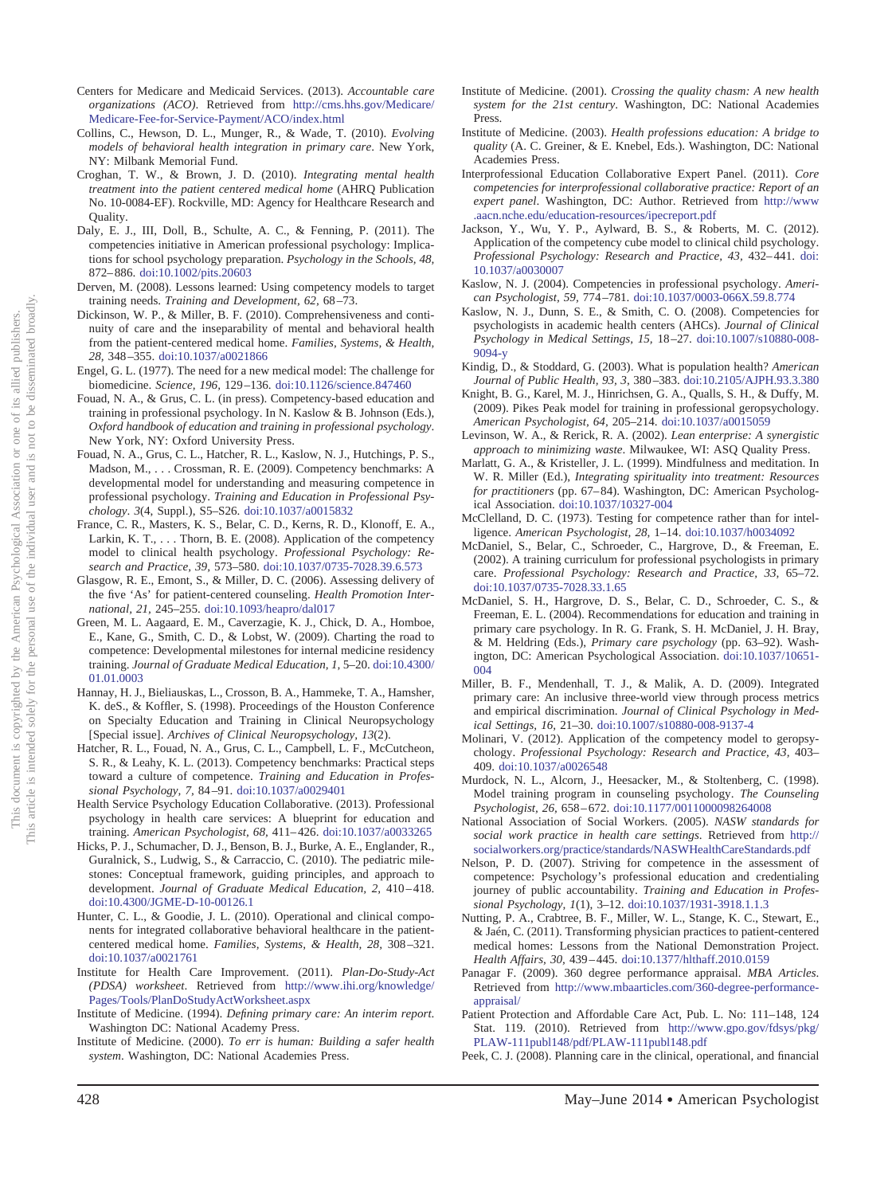Centers for Medicare and Medicaid Services. (2013). *Accountable care organizations (ACO)*. Retrieved from http://cms.hhs.gov/Medicare/Medicare-Fee-for-Service-Payment/ACO/index.html

Collins, C., Hewson, D. L., Munger, R., & Wade, T. (2010). *Evolving models of behavioral health integration in primary care*. New York, NY: Milbank Memorial Fund.

Croghan, T. W., & Brown, J. D. (2010). *Integrating mental health treatment into the patient centered medical home* (AHRQ Publication No. 10-0084-EF). Rockville, MD: Agency for Healthcare Research and Quality.

Daly, E. J., III, Doll, B., Schulte, A. C., & Fenning, P. (2011). The competencies initiative in American professional psychology: Implications for school psychology preparation. *Psychology in the Schools, 48,* 872–886. doi:10.1002/pits.20603

Derven, M. (2008). Lessons learned: Using competency models to target training needs. *Training and Development, 62,* 68–73.

Dickinson, W. P., & Miller, B. F. (2010). Comprehensiveness and continuity of care and the inseparability of mental and behavioral health from the patient-centered medical home. *Families, Systems, & Health, 28,* 348–355. doi:10.1037/a0021866

Engel, G. L. (1977). The need for a new medical model: The challenge for biomedicine. *Science, 196,* 129–136. doi:10.1126/science.847460

Fouad, N. A., & Grus, C. L. (in press). Competency-based education and training in professional psychology. In N. Kaslow & B. Johnson (Eds.), *Oxford handbook of education and training in professional psychology*. New York, NY: Oxford University Press.

Fouad, N. A., Grus, C. L., Hatcher, R. L., Kaslow, N. J., Hutchings, P. S., Madson, M., . . . Crossman, R. E. (2009). Competency benchmarks: A developmental model for understanding and measuring competence in professional psychology. *Training and Education in Professional Psychology. 3*(4, Suppl.), S5–S26. doi:10.1037/a0015832

France, C. R., Masters, K. S., Belar, C. D., Kerns, R. D., Klonoff, E. A., Larkin, K. T., . . . Thorn, B. E. (2008). Application of the competency model to clinical health psychology. *Professional Psychology: Research and Practice, 39,* 573–580. doi:10.1037/0735-7028.39.6.573

Glasgow, R. E., Emont, S., & Miller, D. C. (2006). Assessing delivery of the five 'As' for patient-centered counseling. *Health Promotion International, 21,* 245–255. doi:10.1093/heapro/dal017

Green, M. L. Aagaard, E. M., Caverzagie, K. J., Chick, D. A., Homboe, E., Kane, G., Smith, C. D., & Lobst, W. (2009). Charting the road to competence: Developmental milestones for internal medicine residency training. *Journal of Graduate Medical Education, 1,* 5–20. doi:10.4300/01.01.0003

Hannay, H. J., Bieliauskas, L., Crosson, B. A., Hammeke, T. A., Hamsher, K. deS., & Koffler, S. (1998). Proceedings of the Houston Conference on Specialty Education and Training in Clinical Neuropsychology [Special issue]. *Archives of Clinical Neuropsychology, 13*(2).

Hatcher, R. L., Fouad, N. A., Grus, C. L., Campbell, L. F., McCutcheon, S. R., & Leahy, K. L. (2013). Competency benchmarks: Practical steps toward a culture of competence. *Training and Education in Professional Psychology, 7,* 84–91. doi:10.1037/a0029401

Health Service Psychology Education Collaborative. (2013). Professional psychology in health care services: A blueprint for education and training. *American Psychologist, 68,* 411–426. doi:10.1037/a0033265

Hicks, P. J., Schumacher, D. J., Benson, B. J., Burke, A. E., Englander, R., Guralnick, S., Ludwig, S., & Carraccio, C. (2010). The pediatric milestones: Conceptual framework, guiding principles, and approach to development. *Journal of Graduate Medical Education, 2,* 410–418. doi:10.4300/JGME-D-10-00126.1

Hunter, C. L., & Goodie, J. L. (2010). Operational and clinical components for integrated collaborative behavioral healthcare in the patient-centered medical home. *Families, Systems, & Health, 28,* 308–321. doi:10.1037/a0021761

Institute for Health Care Improvement. (2011). *Plan-Do-Study-Act (PDSA) worksheet*. Retrieved from http://www.ihi.org/knowledge/Pages/Tools/PlanDoStudyActWorksheet.aspx

Institute of Medicine. (1994). *Defining primary care: An interim report*. Washington DC: National Academy Press.

Institute of Medicine. (2000). *To err is human: Building a safer health system*. Washington, DC: National Academies Press.

Institute of Medicine. (2001). *Crossing the quality chasm: A new health system for the 21st century*. Washington, DC: National Academies Press.

Institute of Medicine. (2003). *Health professions education: A bridge to quality* (A. C. Greiner, & E. Knebel, Eds.). Washington, DC: National Academies Press.

Interprofessional Education Collaborative Expert Panel. (2011). *Core competencies for interprofessional collaborative practice: Report of an expert panel*. Washington, DC: Author. Retrieved from http://www.aacn.nche.edu/education-resources/ipecreport.pdf

Jackson, Y., Wu, Y. P., Aylward, B. S., & Roberts, M. C. (2012). Application of the competency cube model to clinical child psychology. *Professional Psychology: Research and Practice, 43,* 432–441. doi:10.1037/a0030007

Kaslow, N. J. (2004). Competencies in professional psychology. *American Psychologist, 59,* 774–781. doi:10.1037/0003-066X.59.8.774

Kaslow, N. J., Dunn, S. E., & Smith, C. O. (2008). Competencies for psychologists in academic health centers (AHCs). *Journal of Clinical Psychology in Medical Settings, 15,* 18–27. doi:10.1007/s10880-008-9094-y

Kindig, D., & Stoddard, G. (2003). What is population health? *American Journal of Public Health, 93, 3,* 380–383. doi:10.2105/AJPH.93.3.380

Knight, B. G., Karel, M. J., Hinrichsen, G. A., Qualls, S. H., & Duffy, M. (2009). Pikes Peak model for training in professional geropsychology. *American Psychologist, 64,* 205–214. doi:10.1037/a0015059

Levinson, W. A., & Rerick, R. A. (2002). *Lean enterprise: A synergistic approach to minimizing waste*. Milwaukee, WI: ASQ Quality Press.

Marlatt, G. A., & Kristeller, J. L. (1999). Mindfulness and meditation. In W. R. Miller (Ed.), *Integrating spirituality into treatment: Resources for practitioners* (pp. 67–84). Washington, DC: American Psychological Association. doi:10.1037/10327-004

McClelland, D. C. (1973). Testing for competence rather than for intelligence. *American Psychologist, 28,* 1–14. doi:10.1037/h0034092

McDaniel, S., Belar, C., Schroeder, C., Hargrove, D., & Freeman, E. (2002). A training curriculum for professional psychologists in primary care. *Professional Psychology: Research and Practice, 33,* 65–72. doi:10.1037/0735-7028.33.1.65

McDaniel, S. H., Hargrove, D. S., Belar, C. D., Schroeder, C. S., & Freeman, E. L. (2004). Recommendations for education and training in primary care psychology. In R. G. Frank, S. H. McDaniel, J. H. Bray, & M. Heldring (Eds.), *Primary care psychology* (pp. 63–92). Washington, DC: American Psychological Association. doi:10.1037/10651-004

Miller, B. F., Mendenhall, T. J., & Malik, A. D. (2009). Integrated primary care: An inclusive three-world view through process metrics and empirical discrimination. *Journal of Clinical Psychology in Medical Settings, 16,* 21–30. doi:10.1007/s10880-008-9137-4

Molinari, V. (2012). Application of the competency model to geropsychology. *Professional Psychology: Research and Practice, 43,* 403–409. doi:10.1037/a0026548

Murdock, N. L., Alcorn, J., Heesacker, M., & Stoltenberg, C. (1998). Model training program in counseling psychology. *The Counseling Psychologist, 26,* 658–672. doi:10.1177/0011000098264008

National Association of Social Workers. (2005). *NASW standards for social work practice in health care settings*. Retrieved from http://socialworkers.org/practice/standards/NASWHealthCareStandards.pdf

Nelson, P. D. (2007). Striving for competence in the assessment of competence: Psychology's professional education and credentialing journey of public accountability. *Training and Education in Professional Psychology, 1*(1), 3–12. doi:10.1037/1931-3918.1.1.3

Nutting, P. A., Crabtree, B. F., Miller, W. L., Stange, K. C., Stewart, E., & Jaén, C. (2011). Transforming physician practices to patient-centered medical homes: Lessons from the National Demonstration Project. *Health Affairs, 30,* 439–445. doi:10.1377/hlthaff.2010.0159

Panagar F. (2009). 360 degree performance appraisal. *MBA Articles*. Retrieved from http://www.mbaarticles.com/360-degree-performance-appraisal/

Patient Protection and Affordable Care Act, Pub. L. No: 111–148, 124 Stat. 119. (2010). Retrieved from http://www.gpo.gov/fdsys/pkg/PLAW-111publ148/pdf/PLAW-111publ148.pdf

Peek, C. J. (2008). Planning care in the clinical, operational, and financial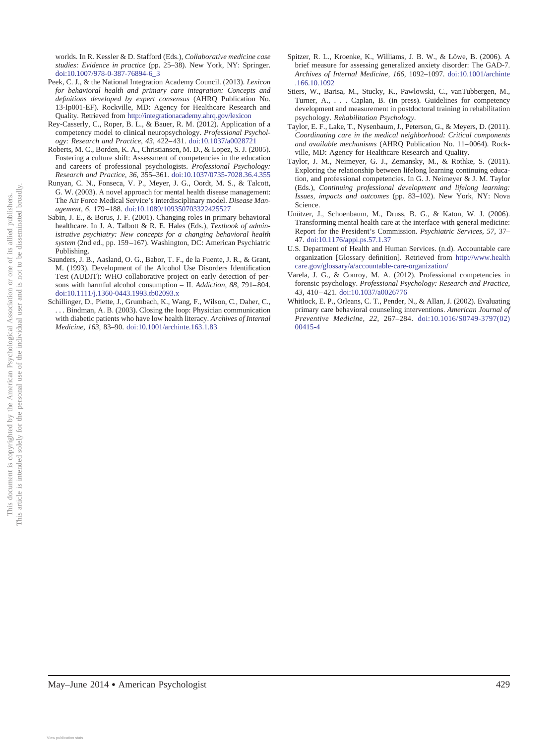worlds. In R. Kessler & D. Stafford (Eds.), *Collaborative medicine case studies: Evidence in practice* (pp. 25–38). New York, NY: Springer. doi:10.1007/978-0-387-76894-6_3

Peek, C. J., & the National Integration Academy Council. (2013). *Lexicon for behavioral health and primary care integration: Concepts and definitions developed by expert consensus* (AHRQ Publication No. 13-Ip001-EF). Rockville, MD: Agency for Healthcare Research and Quality. Retrieved from http://integrationacademy.ahrq.gov/lexicon

Rey-Casserly, C., Roper, B. L., & Bauer, R. M. (2012). Application of a competency model to clinical neuropsychology. *Professional Psychology: Research and Practice, 43,* 422–431. doi:10.1037/a0028721

Roberts, M. C., Borden, K. A., Christiansen, M. D., & Lopez, S. J. (2005). Fostering a culture shift: Assessment of competencies in the education and careers of professional psychologists. *Professional Psychology: Research and Practice, 36,* 355–361. doi:10.1037/0735-7028.36.4.355

Runyan, C. N., Fonseca, V. P., Meyer, J. G., Oordt, M. S., & Talcott, G. W. (2003). A novel approach for mental health disease management: The Air Force Medical Service's interdisciplinary model. *Disease Management, 6,* 179–188. doi:10.1089/109350703322425527

Sabin, J. E., & Borus, J. F. (2001). Changing roles in primary behavioral healthcare. In J. A. Talbott & R. E. Hales (Eds.), *Textbook of administrative psychiatry: New concepts for a changing behavioral health system* (2nd ed., pp. 159–167). Washington, DC: American Psychiatric Publishing.

Saunders, J. B., Aasland, O. G., Babor, T. F., de la Fuente, J. R., & Grant, M. (1993). Development of the Alcohol Use Disorders Identification Test (AUDIT): WHO collaborative project on early detection of persons with harmful alcohol consumption – II. *Addiction, 88,* 791–804. doi:10.1111/j.1360-0443.1993.tb02093.x

Schillinger, D., Piette, J., Grumbach, K., Wang, F., Wilson, C., Daher, C., . . . Bindman, A. B. (2003). Closing the loop: Physician communication with diabetic patients who have low health literacy. *Archives of Internal Medicine, 163,* 83–90. doi:10.1001/archinte.163.1.83

Spitzer, R. L., Kroenke, K., Williams, J. B. W., & Löwe, B. (2006). A brief measure for assessing generalized anxiety disorder: The GAD-7. *Archives of Internal Medicine, 166,* 1092–1097. doi:10.1001/archinte.166.10.1092

Stiers, W., Barisa, M., Stucky, K., Pawlowski, C., vanTubbergen, M., Turner, A., . . . Caplan, B. (in press). Guidelines for competency development and measurement in postdoctoral training in rehabilitation psychology. *Rehabilitation Psychology.*

Taylor, E. F., Lake, T., Nysenbaum, J., Peterson, G., & Meyers, D. (2011). *Coordinating care in the medical neighborhood: Critical components and available mechanisms* (AHRQ Publication No. 11–0064). Rockville, MD: Agency for Healthcare Research and Quality.

Taylor, J. M., Neimeyer, G. J., Zemansky, M., & Rothke, S. (2011). Exploring the relationship between lifelong learning continuing education, and professional competencies. In G. J. Neimeyer & J. M. Taylor (Eds.), *Continuing professional development and lifelong learning: Issues, impacts and outcomes* (pp. 83–102). New York, NY: Nova Science.

Unützer, J., Schoenbaum, M., Druss, B. G., & Katon, W. J. (2006). Transforming mental health care at the interface with general medicine: Report for the President's Commission. *Psychiatric Services, 57,* 37–47. doi:10.1176/appi.ps.57.1.37

U.S. Department of Health and Human Services. (n.d). Accountable care organization [Glossary definition]. Retrieved from http://www.healthcare.gov/glossary/a/accountable-care-organization/

Varela, J. G., & Conroy, M. A. (2012). Professional competencies in forensic psychology. *Professional Psychology: Research and Practice, 43,* 410–421. doi:10.1037/a0026776

Whitlock, E. P., Orleans, C. T., Pender, N., & Allan, J. (2002). Evaluating primary care behavioral counseling interventions. *American Journal of Preventive Medicine, 22,* 267–284. doi:10.1016/S0749-3797(02)00415-4